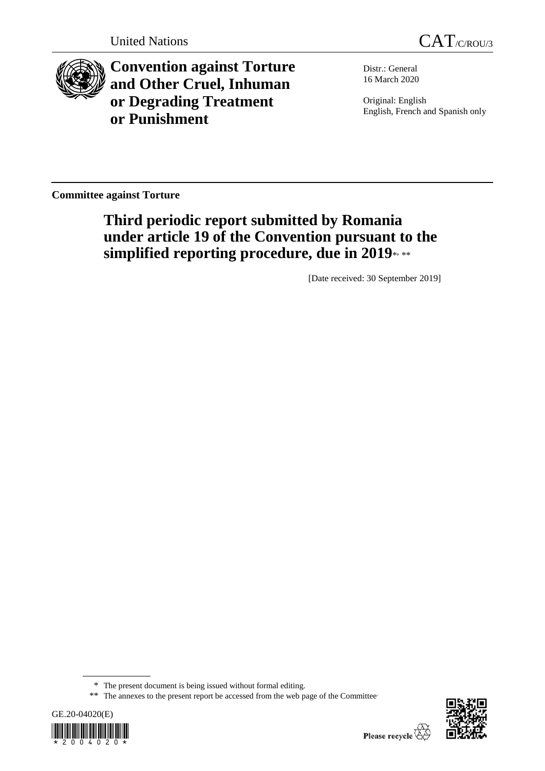United Nations

CAT/C/ROU/3

# Convention against Torture and Other Cruel, Inhuman or Degrading Treatment or Punishment

Distr.: General
16 March 2020

Original: English
English, French and Spanish only

**Committee against Torture**

## Third periodic report submitted by Romania under article 19 of the Convention pursuant to the simplified reporting procedure, due in 2019*, **

[Date received: 30 September 2019]

\* The present document is being issued without formal editing.

\*\* The annexes to the present report be accessed from the web page of the Committee.

GE.20-04020(E)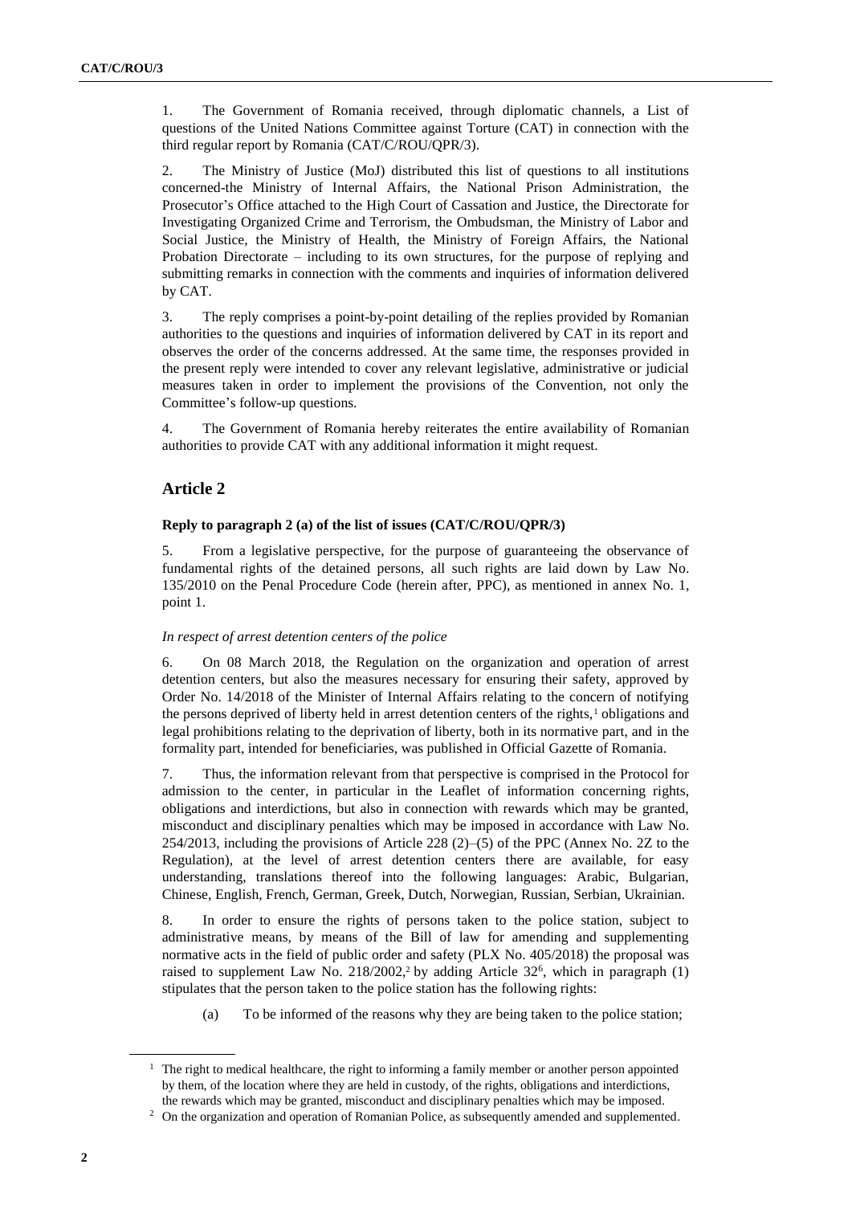1. The Government of Romania received, through diplomatic channels, a List of questions of the United Nations Committee against Torture (CAT) in connection with the third regular report by Romania (CAT/C/ROU/QPR/3).

2. The Ministry of Justice (MoJ) distributed this list of questions to all institutions concerned-the Ministry of Internal Affairs, the National Prison Administration, the Prosecutor's Office attached to the High Court of Cassation and Justice, the Directorate for Investigating Organized Crime and Terrorism, the Ombudsman, the Ministry of Labor and Social Justice, the Ministry of Health, the Ministry of Foreign Affairs, the National Probation Directorate – including to its own structures, for the purpose of replying and submitting remarks in connection with the comments and inquiries of information delivered by CAT.

3. The reply comprises a point-by-point detailing of the replies provided by Romanian authorities to the questions and inquiries of information delivered by CAT in its report and observes the order of the concerns addressed. At the same time, the responses provided in the present reply were intended to cover any relevant legislative, administrative or judicial measures taken in order to implement the provisions of the Convention, not only the Committee's follow-up questions.

4. The Government of Romania hereby reiterates the entire availability of Romanian authorities to provide CAT with any additional information it might request.

## Article 2

### Reply to paragraph 2 (a) of the list of issues (CAT/C/ROU/QPR/3)

5. From a legislative perspective, for the purpose of guaranteeing the observance of fundamental rights of the detained persons, all such rights are laid down by Law No. 135/2010 on the Penal Procedure Code (herein after, PPC), as mentioned in annex No. 1, point 1.

*In respect of arrest detention centers of the police*

6. On 08 March 2018, the Regulation on the organization and operation of arrest detention centers, but also the measures necessary for ensuring their safety, approved by Order No. 14/2018 of the Minister of Internal Affairs relating to the concern of notifying the persons deprived of liberty held in arrest detention centers of the rights,[1] obligations and legal prohibitions relating to the deprivation of liberty, both in its normative part, and in the formality part, intended for beneficiaries, was published in Official Gazette of Romania.

7. Thus, the information relevant from that perspective is comprised in the Protocol for admission to the center, in particular in the Leaflet of information concerning rights, obligations and interdictions, but also in connection with rewards which may be granted, misconduct and disciplinary penalties which may be imposed in accordance with Law No. 254/2013, including the provisions of Article 228 (2)–(5) of the PPC (Annex No. 2Z to the Regulation), at the level of arrest detention centers there are available, for easy understanding, translations thereof into the following languages: Arabic, Bulgarian, Chinese, English, French, German, Greek, Dutch, Norwegian, Russian, Serbian, Ukrainian.

8. In order to ensure the rights of persons taken to the police station, subject to administrative means, by means of the Bill of law for amending and supplementing normative acts in the field of public order and safety (PLX No. 405/2018) the proposal was raised to supplement Law No. 218/2002,[2] by adding Article 32[6], which in paragraph (1) stipulates that the person taken to the police station has the following rights:

(a) To be informed of the reasons why they are being taken to the police station;

[1] The right to medical healthcare, the right to informing a family member or another person appointed by them, of the location where they are held in custody, of the rights, obligations and interdictions, the rewards which may be granted, misconduct and disciplinary penalties which may be imposed.

[2] On the organization and operation of Romanian Police, as subsequently amended and supplemented.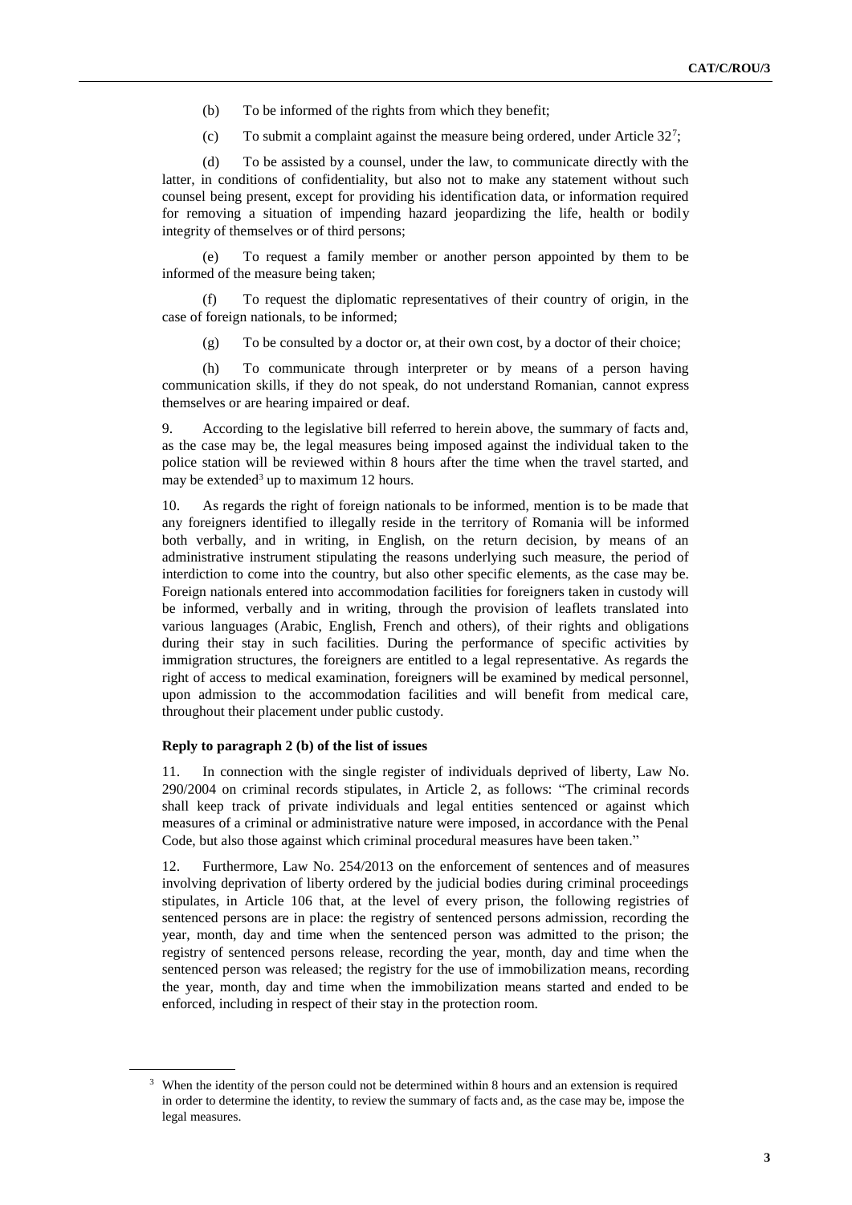(b) To be informed of the rights from which they benefit;

(c) To submit a complaint against the measure being ordered, under Article 32[7];

(d) To be assisted by a counsel, under the law, to communicate directly with the latter, in conditions of confidentiality, but also not to make any statement without such counsel being present, except for providing his identification data, or information required for removing a situation of impending hazard jeopardizing the life, health or bodily integrity of themselves or of third persons;

(e) To request a family member or another person appointed by them to be informed of the measure being taken;

(f) To request the diplomatic representatives of their country of origin, in the case of foreign nationals, to be informed;

(g) To be consulted by a doctor or, at their own cost, by a doctor of their choice;

(h) To communicate through interpreter or by means of a person having communication skills, if they do not speak, do not understand Romanian, cannot express themselves or are hearing impaired or deaf.

9. According to the legislative bill referred to herein above, the summary of facts and, as the case may be, the legal measures being imposed against the individual taken to the police station will be reviewed within 8 hours after the time when the travel started, and may be extended[3] up to maximum 12 hours.

10. As regards the right of foreign nationals to be informed, mention is to be made that any foreigners identified to illegally reside in the territory of Romania will be informed both verbally, and in writing, in English, on the return decision, by means of an administrative instrument stipulating the reasons underlying such measure, the period of interdiction to come into the country, but also other specific elements, as the case may be. Foreign nationals entered into accommodation facilities for foreigners taken in custody will be informed, verbally and in writing, through the provision of leaflets translated into various languages (Arabic, English, French and others), of their rights and obligations during their stay in such facilities. During the performance of specific activities by immigration structures, the foreigners are entitled to a legal representative. As regards the right of access to medical examination, foreigners will be examined by medical personnel, upon admission to the accommodation facilities and will benefit from medical care, throughout their placement under public custody.

#### Reply to paragraph 2 (b) of the list of issues

11. In connection with the single register of individuals deprived of liberty, Law No. 290/2004 on criminal records stipulates, in Article 2, as follows: "The criminal records shall keep track of private individuals and legal entities sentenced or against which measures of a criminal or administrative nature were imposed, in accordance with the Penal Code, but also those against which criminal procedural measures have been taken."

12. Furthermore, Law No. 254/2013 on the enforcement of sentences and of measures involving deprivation of liberty ordered by the judicial bodies during criminal proceedings stipulates, in Article 106 that, at the level of every prison, the following registries of sentenced persons are in place: the registry of sentenced persons admission, recording the year, month, day and time when the sentenced person was admitted to the prison; the registry of sentenced persons release, recording the year, month, day and time when the sentenced person was released; the registry for the use of immobilization means, recording the year, month, day and time when the immobilization means started and ended to be enforced, including in respect of their stay in the protection room.

---

[3] When the identity of the person could not be determined within 8 hours and an extension is required in order to determine the identity, to review the summary of facts and, as the case may be, impose the legal measures.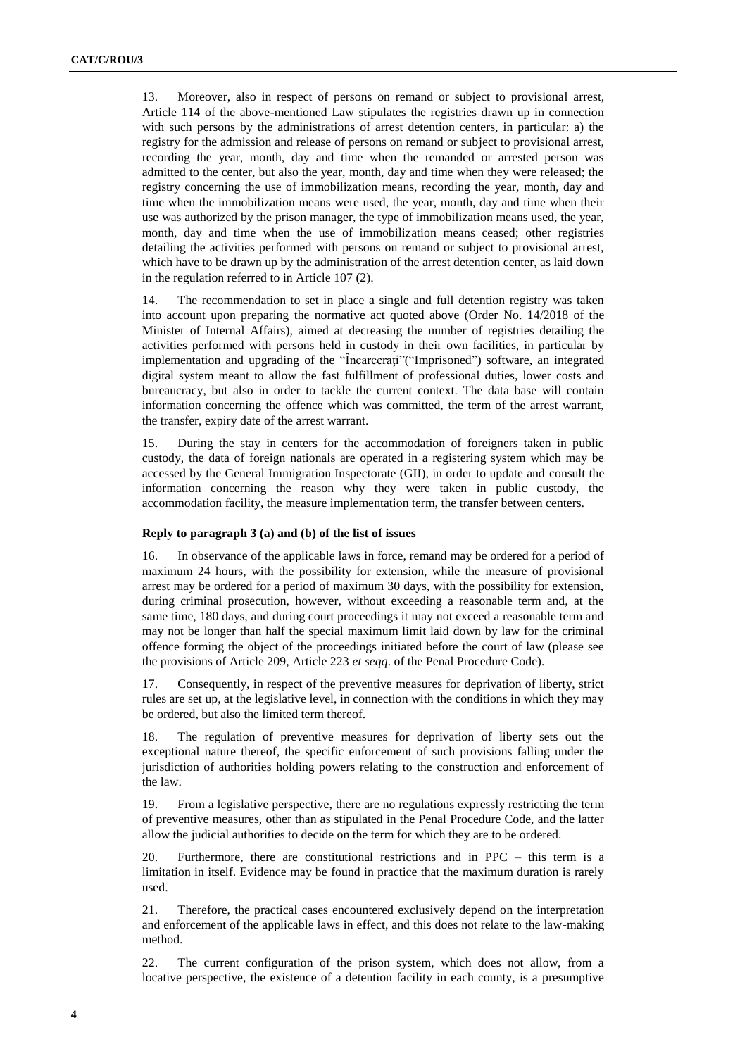13. Moreover, also in respect of persons on remand or subject to provisional arrest, Article 114 of the above-mentioned Law stipulates the registries drawn up in connection with such persons by the administrations of arrest detention centers, in particular: a) the registry for the admission and release of persons on remand or subject to provisional arrest, recording the year, month, day and time when the remanded or arrested person was admitted to the center, but also the year, month, day and time when they were released; the registry concerning the use of immobilization means, recording the year, month, day and time when the immobilization means were used, the year, month, day and time when their use was authorized by the prison manager, the type of immobilization means used, the year, month, day and time when the use of immobilization means ceased; other registries detailing the activities performed with persons on remand or subject to provisional arrest, which have to be drawn up by the administration of the arrest detention center, as laid down in the regulation referred to in Article 107 (2).

14. The recommendation to set in place a single and full detention registry was taken into account upon preparing the normative act quoted above (Order No. 14/2018 of the Minister of Internal Affairs), aimed at decreasing the number of registries detailing the activities performed with persons held in custody in their own facilities, in particular by implementation and upgrading of the "Încarceraţi"("Imprisoned") software, an integrated digital system meant to allow the fast fulfillment of professional duties, lower costs and bureaucracy, but also in order to tackle the current context. The data base will contain information concerning the offence which was committed, the term of the arrest warrant, the transfer, expiry date of the arrest warrant.

15. During the stay in centers for the accommodation of foreigners taken in public custody, the data of foreign nationals are operated in a registering system which may be accessed by the General Immigration Inspectorate (GII), in order to update and consult the information concerning the reason why they were taken in public custody, the accommodation facility, the measure implementation term, the transfer between centers.

### Reply to paragraph 3 (a) and (b) of the list of issues

16. In observance of the applicable laws in force, remand may be ordered for a period of maximum 24 hours, with the possibility for extension, while the measure of provisional arrest may be ordered for a period of maximum 30 days, with the possibility for extension, during criminal prosecution, however, without exceeding a reasonable term and, at the same time, 180 days, and during court proceedings it may not exceed a reasonable term and may not be longer than half the special maximum limit laid down by law for the criminal offence forming the object of the proceedings initiated before the court of law (please see the provisions of Article 209, Article 223 *et seqq*. of the Penal Procedure Code).

17. Consequently, in respect of the preventive measures for deprivation of liberty, strict rules are set up, at the legislative level, in connection with the conditions in which they may be ordered, but also the limited term thereof.

18. The regulation of preventive measures for deprivation of liberty sets out the exceptional nature thereof, the specific enforcement of such provisions falling under the jurisdiction of authorities holding powers relating to the construction and enforcement of the law.

19. From a legislative perspective, there are no regulations expressly restricting the term of preventive measures, other than as stipulated in the Penal Procedure Code, and the latter allow the judicial authorities to decide on the term for which they are to be ordered.

20. Furthermore, there are constitutional restrictions and in PPC – this term is a limitation in itself. Evidence may be found in practice that the maximum duration is rarely used.

21. Therefore, the practical cases encountered exclusively depend on the interpretation and enforcement of the applicable laws in effect, and this does not relate to the law-making method.

22. The current configuration of the prison system, which does not allow, from a locative perspective, the existence of a detention facility in each county, is a presumptive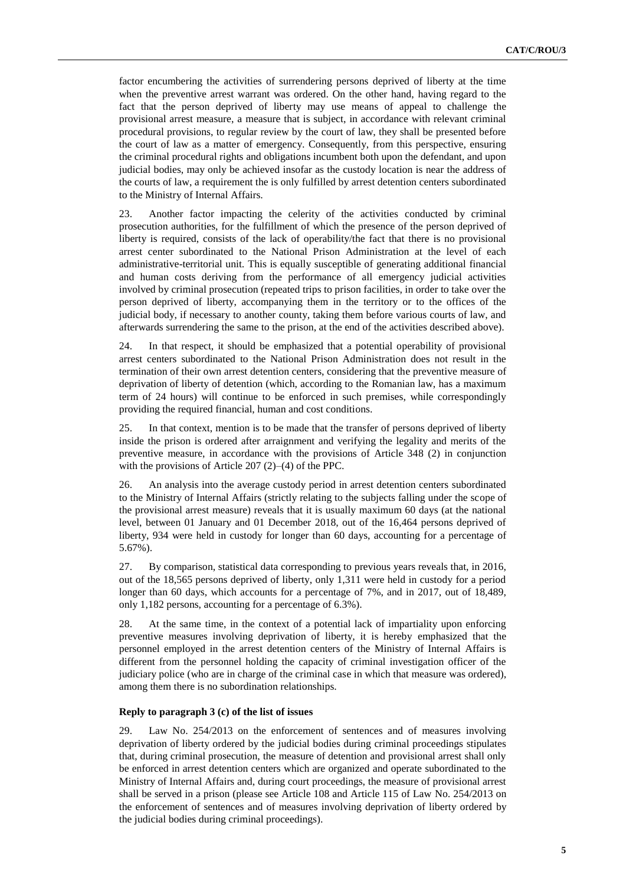factor encumbering the activities of surrendering persons deprived of liberty at the time when the preventive arrest warrant was ordered. On the other hand, having regard to the fact that the person deprived of liberty may use means of appeal to challenge the provisional arrest measure, a measure that is subject, in accordance with relevant criminal procedural provisions, to regular review by the court of law, they shall be presented before the court of law as a matter of emergency. Consequently, from this perspective, ensuring the criminal procedural rights and obligations incumbent both upon the defendant, and upon judicial bodies, may only be achieved insofar as the custody location is near the address of the courts of law, a requirement the is only fulfilled by arrest detention centers subordinated to the Ministry of Internal Affairs.

23. Another factor impacting the celerity of the activities conducted by criminal prosecution authorities, for the fulfillment of which the presence of the person deprived of liberty is required, consists of the lack of operability/the fact that there is no provisional arrest center subordinated to the National Prison Administration at the level of each administrative-territorial unit. This is equally susceptible of generating additional financial and human costs deriving from the performance of all emergency judicial activities involved by criminal prosecution (repeated trips to prison facilities, in order to take over the person deprived of liberty, accompanying them in the territory or to the offices of the judicial body, if necessary to another county, taking them before various courts of law, and afterwards surrendering the same to the prison, at the end of the activities described above).

24. In that respect, it should be emphasized that a potential operability of provisional arrest centers subordinated to the National Prison Administration does not result in the termination of their own arrest detention centers, considering that the preventive measure of deprivation of liberty of detention (which, according to the Romanian law, has a maximum term of 24 hours) will continue to be enforced in such premises, while correspondingly providing the required financial, human and cost conditions.

25. In that context, mention is to be made that the transfer of persons deprived of liberty inside the prison is ordered after arraignment and verifying the legality and merits of the preventive measure, in accordance with the provisions of Article 348 (2) in conjunction with the provisions of Article 207 (2)–(4) of the PPC.

26. An analysis into the average custody period in arrest detention centers subordinated to the Ministry of Internal Affairs (strictly relating to the subjects falling under the scope of the provisional arrest measure) reveals that it is usually maximum 60 days (at the national level, between 01 January and 01 December 2018, out of the 16,464 persons deprived of liberty, 934 were held in custody for longer than 60 days, accounting for a percentage of 5.67%).

27. By comparison, statistical data corresponding to previous years reveals that, in 2016, out of the 18,565 persons deprived of liberty, only 1,311 were held in custody for a period longer than 60 days, which accounts for a percentage of 7%, and in 2017, out of 18,489, only 1,182 persons, accounting for a percentage of 6.3%).

28. At the same time, in the context of a potential lack of impartiality upon enforcing preventive measures involving deprivation of liberty, it is hereby emphasized that the personnel employed in the arrest detention centers of the Ministry of Internal Affairs is different from the personnel holding the capacity of criminal investigation officer of the judiciary police (who are in charge of the criminal case in which that measure was ordered), among them there is no subordination relationships.

### Reply to paragraph 3 (c) of the list of issues

29. Law No. 254/2013 on the enforcement of sentences and of measures involving deprivation of liberty ordered by the judicial bodies during criminal proceedings stipulates that, during criminal prosecution, the measure of detention and provisional arrest shall only be enforced in arrest detention centers which are organized and operate subordinated to the Ministry of Internal Affairs and, during court proceedings, the measure of provisional arrest shall be served in a prison (please see Article 108 and Article 115 of Law No. 254/2013 on the enforcement of sentences and of measures involving deprivation of liberty ordered by the judicial bodies during criminal proceedings).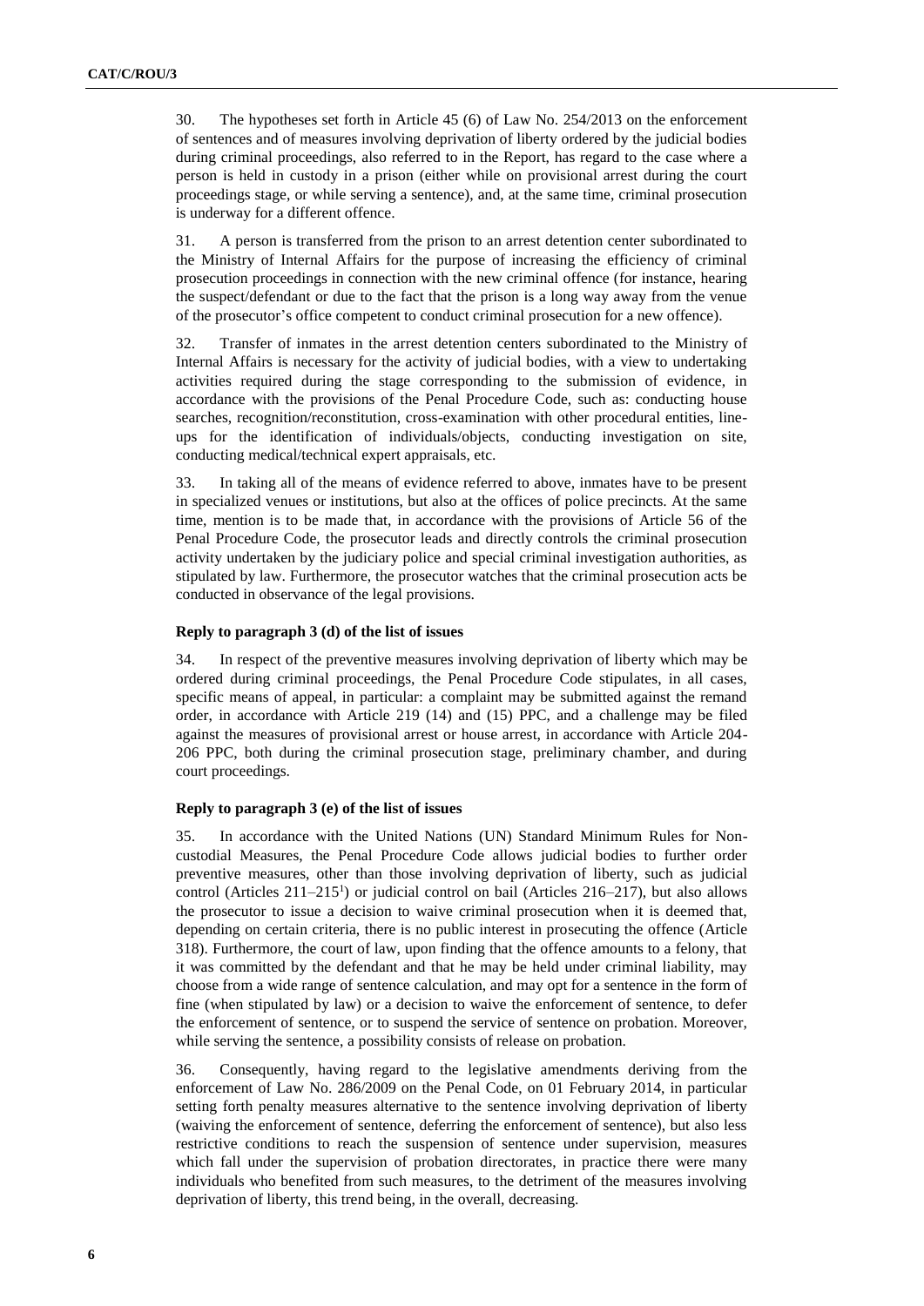30. The hypotheses set forth in Article 45 (6) of Law No. 254/2013 on the enforcement of sentences and of measures involving deprivation of liberty ordered by the judicial bodies during criminal proceedings, also referred to in the Report, has regard to the case where a person is held in custody in a prison (either while on provisional arrest during the court proceedings stage, or while serving a sentence), and, at the same time, criminal prosecution is underway for a different offence.

31. A person is transferred from the prison to an arrest detention center subordinated to the Ministry of Internal Affairs for the purpose of increasing the efficiency of criminal prosecution proceedings in connection with the new criminal offence (for instance, hearing the suspect/defendant or due to the fact that the prison is a long way away from the venue of the prosecutor's office competent to conduct criminal prosecution for a new offence).

32. Transfer of inmates in the arrest detention centers subordinated to the Ministry of Internal Affairs is necessary for the activity of judicial bodies, with a view to undertaking activities required during the stage corresponding to the submission of evidence, in accordance with the provisions of the Penal Procedure Code, such as: conducting house searches, recognition/reconstitution, cross-examination with other procedural entities, line-ups for the identification of individuals/objects, conducting investigation on site, conducting medical/technical expert appraisals, etc.

33. In taking all of the means of evidence referred to above, inmates have to be present in specialized venues or institutions, but also at the offices of police precincts. At the same time, mention is to be made that, in accordance with the provisions of Article 56 of the Penal Procedure Code, the prosecutor leads and directly controls the criminal prosecution activity undertaken by the judiciary police and special criminal investigation authorities, as stipulated by law. Furthermore, the prosecutor watches that the criminal prosecution acts be conducted in observance of the legal provisions.

### Reply to paragraph 3 (d) of the list of issues

34. In respect of the preventive measures involving deprivation of liberty which may be ordered during criminal proceedings, the Penal Procedure Code stipulates, in all cases, specific means of appeal, in particular: a complaint may be submitted against the remand order, in accordance with Article 219 (14) and (15) PPC, and a challenge may be filed against the measures of provisional arrest or house arrest, in accordance with Article 204-206 PPC, both during the criminal prosecution stage, preliminary chamber, and during court proceedings.

### Reply to paragraph 3 (e) of the list of issues

35. In accordance with the United Nations (UN) Standard Minimum Rules for Non-custodial Measures, the Penal Procedure Code allows judicial bodies to further order preventive measures, other than those involving deprivation of liberty, such as judicial control (Articles 211–215[1]) or judicial control on bail (Articles 216–217), but also allows the prosecutor to issue a decision to waive criminal prosecution when it is deemed that, depending on certain criteria, there is no public interest in prosecuting the offence (Article 318). Furthermore, the court of law, upon finding that the offence amounts to a felony, that it was committed by the defendant and that he may be held under criminal liability, may choose from a wide range of sentence calculation, and may opt for a sentence in the form of fine (when stipulated by law) or a decision to waive the enforcement of sentence, to defer the enforcement of sentence, or to suspend the service of sentence on probation. Moreover, while serving the sentence, a possibility consists of release on probation.

36. Consequently, having regard to the legislative amendments deriving from the enforcement of Law No. 286/2009 on the Penal Code, on 01 February 2014, in particular setting forth penalty measures alternative to the sentence involving deprivation of liberty (waiving the enforcement of sentence, deferring the enforcement of sentence), but also less restrictive conditions to reach the suspension of sentence under supervision, measures which fall under the supervision of probation directorates, in practice there were many individuals who benefited from such measures, to the detriment of the measures involving deprivation of liberty, this trend being, in the overall, decreasing.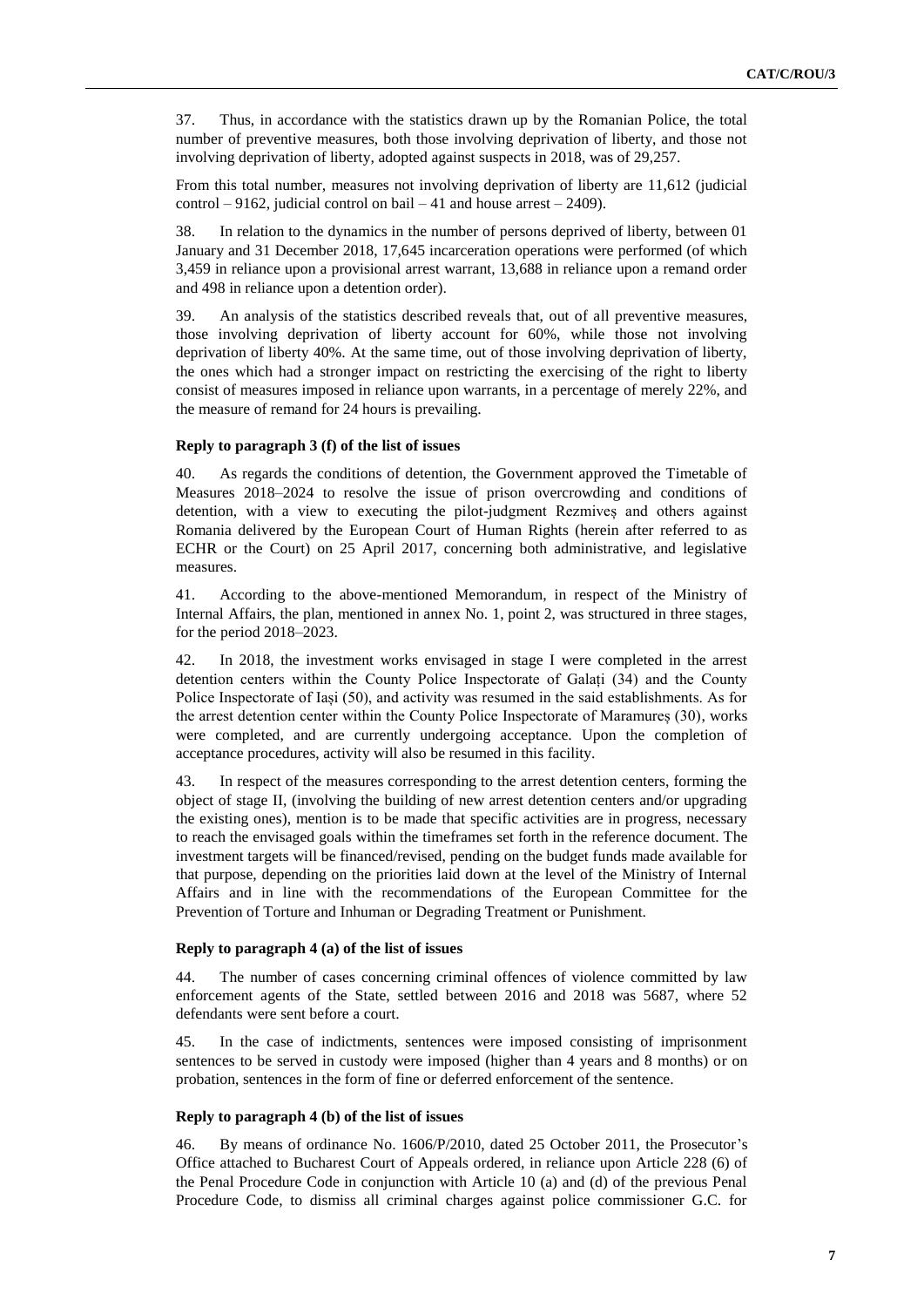37. Thus, in accordance with the statistics drawn up by the Romanian Police, the total number of preventive measures, both those involving deprivation of liberty, and those not involving deprivation of liberty, adopted against suspects in 2018, was of 29,257.

From this total number, measures not involving deprivation of liberty are 11,612 (judicial control – 9162, judicial control on bail – 41 and house arrest – 2409).

38. In relation to the dynamics in the number of persons deprived of liberty, between 01 January and 31 December 2018, 17,645 incarceration operations were performed (of which 3,459 in reliance upon a provisional arrest warrant, 13,688 in reliance upon a remand order and 498 in reliance upon a detention order).

39. An analysis of the statistics described reveals that, out of all preventive measures, those involving deprivation of liberty account for 60%, while those not involving deprivation of liberty 40%. At the same time, out of those involving deprivation of liberty, the ones which had a stronger impact on restricting the exercising of the right to liberty consist of measures imposed in reliance upon warrants, in a percentage of merely 22%, and the measure of remand for 24 hours is prevailing.

**Reply to paragraph 3 (f) of the list of issues**

40. As regards the conditions of detention, the Government approved the Timetable of Measures 2018–2024 to resolve the issue of prison overcrowding and conditions of detention, with a view to executing the pilot-judgment Rezmiveș and others against Romania delivered by the European Court of Human Rights (herein after referred to as ECHR or the Court) on 25 April 2017, concerning both administrative, and legislative measures.

41. According to the above-mentioned Memorandum, in respect of the Ministry of Internal Affairs, the plan, mentioned in annex No. 1, point 2, was structured in three stages, for the period 2018–2023.

42. In 2018, the investment works envisaged in stage I were completed in the arrest detention centers within the County Police Inspectorate of Galați (34) and the County Police Inspectorate of Iași (50), and activity was resumed in the said establishments. As for the arrest detention center within the County Police Inspectorate of Maramureș (30), works were completed, and are currently undergoing acceptance. Upon the completion of acceptance procedures, activity will also be resumed in this facility.

43. In respect of the measures corresponding to the arrest detention centers, forming the object of stage II, (involving the building of new arrest detention centers and/or upgrading the existing ones), mention is to be made that specific activities are in progress, necessary to reach the envisaged goals within the timeframes set forth in the reference document. The investment targets will be financed/revised, pending on the budget funds made available for that purpose, depending on the priorities laid down at the level of the Ministry of Internal Affairs and in line with the recommendations of the European Committee for the Prevention of Torture and Inhuman or Degrading Treatment or Punishment.

**Reply to paragraph 4 (a) of the list of issues**

44. The number of cases concerning criminal offences of violence committed by law enforcement agents of the State, settled between 2016 and 2018 was 5687, where 52 defendants were sent before a court.

45. In the case of indictments, sentences were imposed consisting of imprisonment sentences to be served in custody were imposed (higher than 4 years and 8 months) or on probation, sentences in the form of fine or deferred enforcement of the sentence.

**Reply to paragraph 4 (b) of the list of issues**

46. By means of ordinance No. 1606/P/2010, dated 25 October 2011, the Prosecutor's Office attached to Bucharest Court of Appeals ordered, in reliance upon Article 228 (6) of the Penal Procedure Code in conjunction with Article 10 (a) and (d) of the previous Penal Procedure Code, to dismiss all criminal charges against police commissioner G.C. for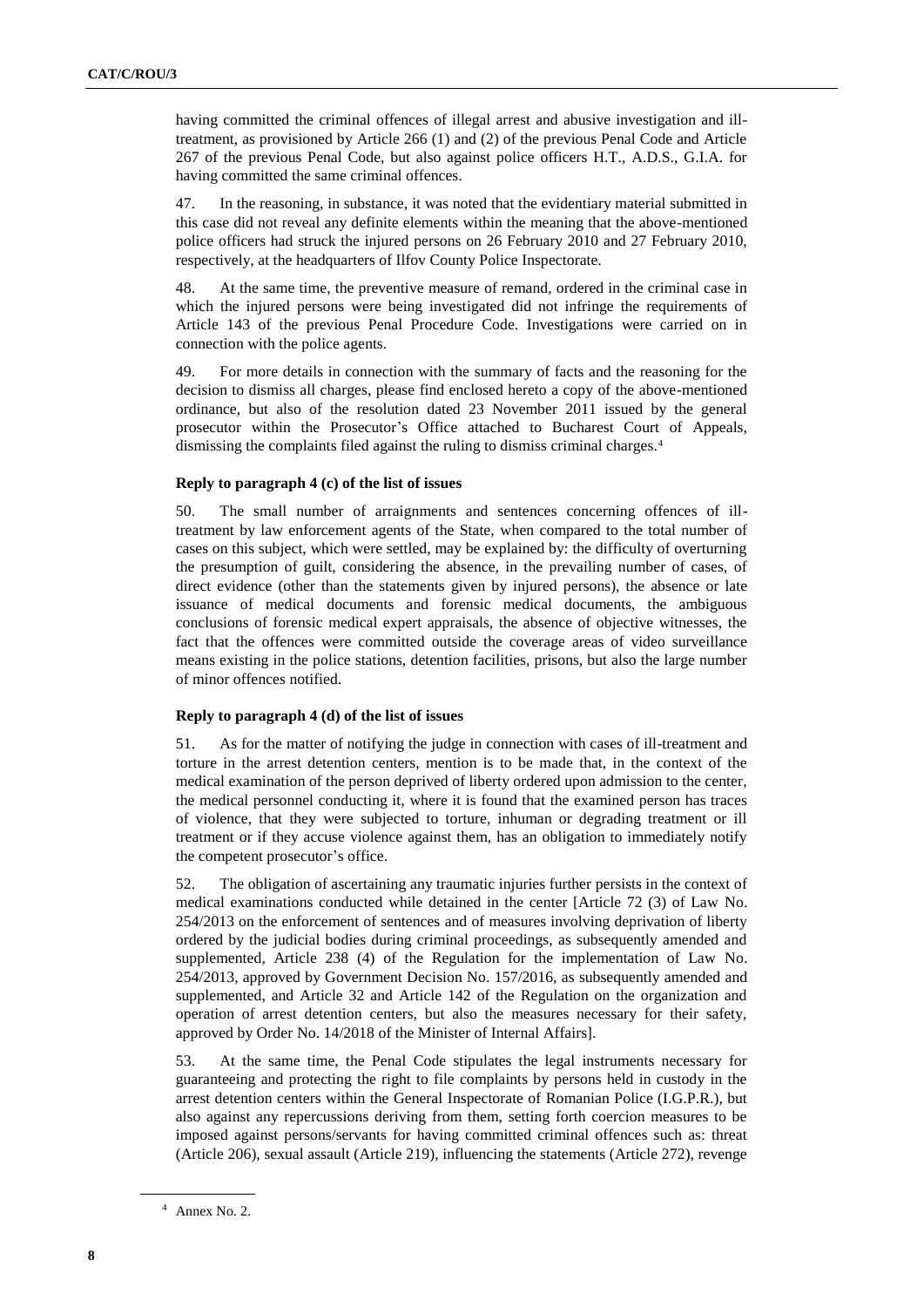having committed the criminal offences of illegal arrest and abusive investigation and ill-treatment, as provisioned by Article 266 (1) and (2) of the previous Penal Code and Article 267 of the previous Penal Code, but also against police officers H.T., A.D.S., G.I.A. for having committed the same criminal offences.

47. In the reasoning, in substance, it was noted that the evidentiary material submitted in this case did not reveal any definite elements within the meaning that the above-mentioned police officers had struck the injured persons on 26 February 2010 and 27 February 2010, respectively, at the headquarters of Ilfov County Police Inspectorate.

48. At the same time, the preventive measure of remand, ordered in the criminal case in which the injured persons were being investigated did not infringe the requirements of Article 143 of the previous Penal Procedure Code. Investigations were carried on in connection with the police agents.

49. For more details in connection with the summary of facts and the reasoning for the decision to dismiss all charges, please find enclosed hereto a copy of the above-mentioned ordinance, but also of the resolution dated 23 November 2011 issued by the general prosecutor within the Prosecutor's Office attached to Bucharest Court of Appeals, dismissing the complaints filed against the ruling to dismiss criminal charges.[4]

### Reply to paragraph 4 (c) of the list of issues

50. The small number of arraignments and sentences concerning offences of ill-treatment by law enforcement agents of the State, when compared to the total number of cases on this subject, which were settled, may be explained by: the difficulty of overturning the presumption of guilt, considering the absence, in the prevailing number of cases, of direct evidence (other than the statements given by injured persons), the absence or late issuance of medical documents and forensic medical documents, the ambiguous conclusions of forensic medical expert appraisals, the absence of objective witnesses, the fact that the offences were committed outside the coverage areas of video surveillance means existing in the police stations, detention facilities, prisons, but also the large number of minor offences notified.

### Reply to paragraph 4 (d) of the list of issues

51. As for the matter of notifying the judge in connection with cases of ill-treatment and torture in the arrest detention centers, mention is to be made that, in the context of the medical examination of the person deprived of liberty ordered upon admission to the center, the medical personnel conducting it, where it is found that the examined person has traces of violence, that they were subjected to torture, inhuman or degrading treatment or ill treatment or if they accuse violence against them, has an obligation to immediately notify the competent prosecutor's office.

52. The obligation of ascertaining any traumatic injuries further persists in the context of medical examinations conducted while detained in the center [Article 72 (3) of Law No. 254/2013 on the enforcement of sentences and of measures involving deprivation of liberty ordered by the judicial bodies during criminal proceedings, as subsequently amended and supplemented, Article 238 (4) of the Regulation for the implementation of Law No. 254/2013, approved by Government Decision No. 157/2016, as subsequently amended and supplemented, and Article 32 and Article 142 of the Regulation on the organization and operation of arrest detention centers, but also the measures necessary for their safety, approved by Order No. 14/2018 of the Minister of Internal Affairs].

53. At the same time, the Penal Code stipulates the legal instruments necessary for guaranteeing and protecting the right to file complaints by persons held in custody in the arrest detention centers within the General Inspectorate of Romanian Police (I.G.P.R.), but also against any repercussions deriving from them, setting forth coercion measures to be imposed against persons/servants for having committed criminal offences such as: threat (Article 206), sexual assault (Article 219), influencing the statements (Article 272), revenge

[4] Annex No. 2.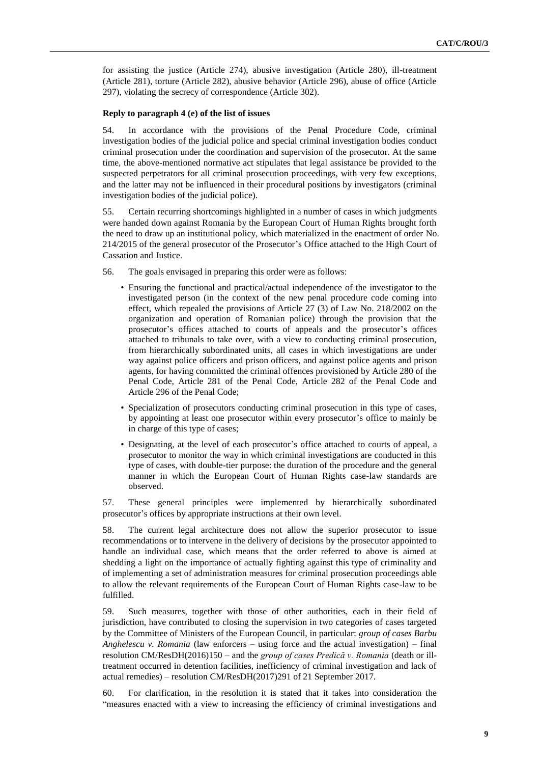for assisting the justice (Article 274), abusive investigation (Article 280), ill-treatment (Article 281), torture (Article 282), abusive behavior (Article 296), abuse of office (Article 297), violating the secrecy of correspondence (Article 302).

### Reply to paragraph 4 (e) of the list of issues

54. In accordance with the provisions of the Penal Procedure Code, criminal investigation bodies of the judicial police and special criminal investigation bodies conduct criminal prosecution under the coordination and supervision of the prosecutor. At the same time, the above-mentioned normative act stipulates that legal assistance be provided to the suspected perpetrators for all criminal prosecution proceedings, with very few exceptions, and the latter may not be influenced in their procedural positions by investigators (criminal investigation bodies of the judicial police).

55. Certain recurring shortcomings highlighted in a number of cases in which judgments were handed down against Romania by the European Court of Human Rights brought forth the need to draw up an institutional policy, which materialized in the enactment of order No. 214/2015 of the general prosecutor of the Prosecutor's Office attached to the High Court of Cassation and Justice.

56. The goals envisaged in preparing this order were as follows:

- Ensuring the functional and practical/actual independence of the investigator to the investigated person (in the context of the new penal procedure code coming into effect, which repealed the provisions of Article 27 (3) of Law No. 218/2002 on the organization and operation of Romanian police) through the provision that the prosecutor's offices attached to courts of appeals and the prosecutor's offices attached to tribunals to take over, with a view to conducting criminal prosecution, from hierarchically subordinated units, all cases in which investigations are under way against police officers and prison officers, and against police agents and prison agents, for having committed the criminal offences provisioned by Article 280 of the Penal Code, Article 281 of the Penal Code, Article 282 of the Penal Code and Article 296 of the Penal Code;
- Specialization of prosecutors conducting criminal prosecution in this type of cases, by appointing at least one prosecutor within every prosecutor's office to mainly be in charge of this type of cases;
- Designating, at the level of each prosecutor's office attached to courts of appeal, a prosecutor to monitor the way in which criminal investigations are conducted in this type of cases, with double-tier purpose: the duration of the procedure and the general manner in which the European Court of Human Rights case-law standards are observed.

57. These general principles were implemented by hierarchically subordinated prosecutor's offices by appropriate instructions at their own level.

58. The current legal architecture does not allow the superior prosecutor to issue recommendations or to intervene in the delivery of decisions by the prosecutor appointed to handle an individual case, which means that the order referred to above is aimed at shedding a light on the importance of actually fighting against this type of criminality and of implementing a set of administration measures for criminal prosecution proceedings able to allow the relevant requirements of the European Court of Human Rights case-law to be fulfilled.

59. Such measures, together with those of other authorities, each in their field of jurisdiction, have contributed to closing the supervision in two categories of cases targeted by the Committee of Ministers of the European Council, in particular: *group of cases Barbu Anghelescu v. Romania* (law enforcers – using force and the actual investigation) – final resolution CM/ResDH(2016)150 – and the *group of cases Predică v. Romania* (death or ill-treatment occurred in detention facilities, inefficiency of criminal investigation and lack of actual remedies) – resolution CM/ResDH(2017)291 of 21 September 2017.

60. For clarification, in the resolution it is stated that it takes into consideration the "measures enacted with a view to increasing the efficiency of criminal investigations and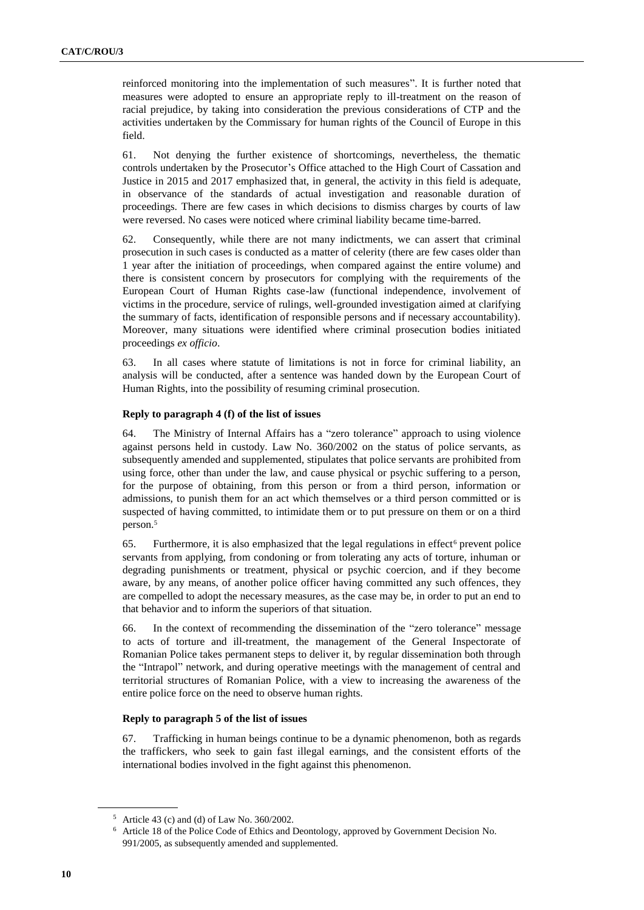reinforced monitoring into the implementation of such measures". It is further noted that measures were adopted to ensure an appropriate reply to ill-treatment on the reason of racial prejudice, by taking into consideration the previous considerations of CTP and the activities undertaken by the Commissary for human rights of the Council of Europe in this field.

61. Not denying the further existence of shortcomings, nevertheless, the thematic controls undertaken by the Prosecutor's Office attached to the High Court of Cassation and Justice in 2015 and 2017 emphasized that, in general, the activity in this field is adequate, in observance of the standards of actual investigation and reasonable duration of proceedings. There are few cases in which decisions to dismiss charges by courts of law were reversed. No cases were noticed where criminal liability became time-barred.

62. Consequently, while there are not many indictments, we can assert that criminal prosecution in such cases is conducted as a matter of celerity (there are few cases older than 1 year after the initiation of proceedings, when compared against the entire volume) and there is consistent concern by prosecutors for complying with the requirements of the European Court of Human Rights case-law (functional independence, involvement of victims in the procedure, service of rulings, well-grounded investigation aimed at clarifying the summary of facts, identification of responsible persons and if necessary accountability). Moreover, many situations were identified where criminal prosecution bodies initiated proceedings *ex officio*.

63. In all cases where statute of limitations is not in force for criminal liability, an analysis will be conducted, after a sentence was handed down by the European Court of Human Rights, into the possibility of resuming criminal prosecution.

### Reply to paragraph 4 (f) of the list of issues

64. The Ministry of Internal Affairs has a "zero tolerance" approach to using violence against persons held in custody. Law No. 360/2002 on the status of police servants, as subsequently amended and supplemented, stipulates that police servants are prohibited from using force, other than under the law, and cause physical or psychic suffering to a person, for the purpose of obtaining, from this person or from a third person, information or admissions, to punish them for an act which themselves or a third person committed or is suspected of having committed, to intimidate them or to put pressure on them or on a third person.[5]

65. Furthermore, it is also emphasized that the legal regulations in effect[6] prevent police servants from applying, from condoning or from tolerating any acts of torture, inhuman or degrading punishments or treatment, physical or psychic coercion, and if they become aware, by any means, of another police officer having committed any such offences, they are compelled to adopt the necessary measures, as the case may be, in order to put an end to that behavior and to inform the superiors of that situation.

66. In the context of recommending the dissemination of the "zero tolerance" message to acts of torture and ill-treatment, the management of the General Inspectorate of Romanian Police takes permanent steps to deliver it, by regular dissemination both through the "Intrapol" network, and during operative meetings with the management of central and territorial structures of Romanian Police, with a view to increasing the awareness of the entire police force on the need to observe human rights.

### Reply to paragraph 5 of the list of issues

67. Trafficking in human beings continue to be a dynamic phenomenon, both as regards the traffickers, who seek to gain fast illegal earnings, and the consistent efforts of the international bodies involved in the fight against this phenomenon.

---

[5] Article 43 (c) and (d) of Law No. 360/2002.

[6] Article 18 of the Police Code of Ethics and Deontology, approved by Government Decision No. 991/2005, as subsequently amended and supplemented.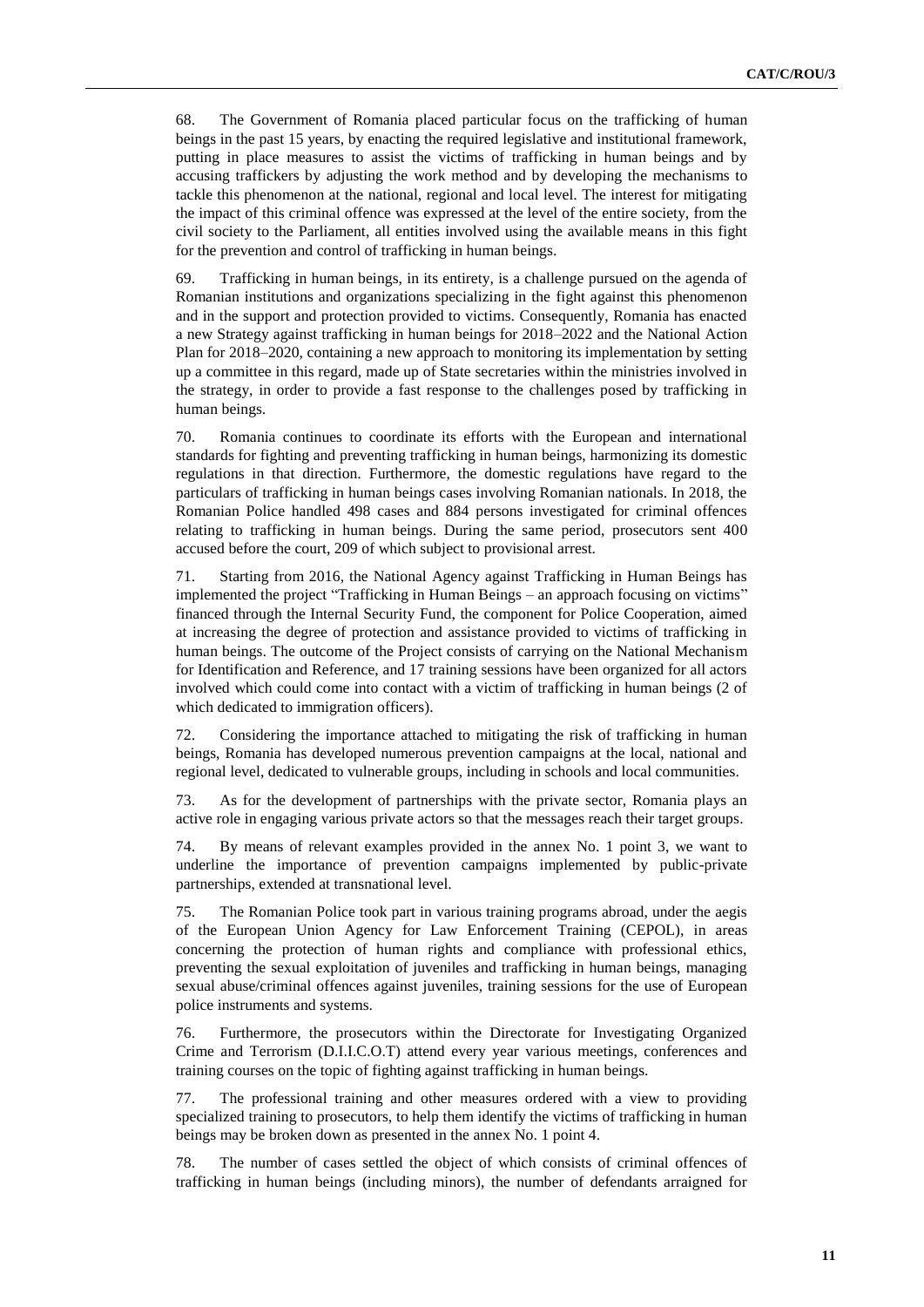68. The Government of Romania placed particular focus on the trafficking of human beings in the past 15 years, by enacting the required legislative and institutional framework, putting in place measures to assist the victims of trafficking in human beings and by accusing traffickers by adjusting the work method and by developing the mechanisms to tackle this phenomenon at the national, regional and local level. The interest for mitigating the impact of this criminal offence was expressed at the level of the entire society, from the civil society to the Parliament, all entities involved using the available means in this fight for the prevention and control of trafficking in human beings.

69. Trafficking in human beings, in its entirety, is a challenge pursued on the agenda of Romanian institutions and organizations specializing in the fight against this phenomenon and in the support and protection provided to victims. Consequently, Romania has enacted a new Strategy against trafficking in human beings for 2018–2022 and the National Action Plan for 2018–2020, containing a new approach to monitoring its implementation by setting up a committee in this regard, made up of State secretaries within the ministries involved in the strategy, in order to provide a fast response to the challenges posed by trafficking in human beings.

70. Romania continues to coordinate its efforts with the European and international standards for fighting and preventing trafficking in human beings, harmonizing its domestic regulations in that direction. Furthermore, the domestic regulations have regard to the particulars of trafficking in human beings cases involving Romanian nationals. In 2018, the Romanian Police handled 498 cases and 884 persons investigated for criminal offences relating to trafficking in human beings. During the same period, prosecutors sent 400 accused before the court, 209 of which subject to provisional arrest.

71. Starting from 2016, the National Agency against Trafficking in Human Beings has implemented the project "Trafficking in Human Beings – an approach focusing on victims" financed through the Internal Security Fund, the component for Police Cooperation, aimed at increasing the degree of protection and assistance provided to victims of trafficking in human beings. The outcome of the Project consists of carrying on the National Mechanism for Identification and Reference, and 17 training sessions have been organized for all actors involved which could come into contact with a victim of trafficking in human beings (2 of which dedicated to immigration officers).

72. Considering the importance attached to mitigating the risk of trafficking in human beings, Romania has developed numerous prevention campaigns at the local, national and regional level, dedicated to vulnerable groups, including in schools and local communities.

73. As for the development of partnerships with the private sector, Romania plays an active role in engaging various private actors so that the messages reach their target groups.

74. By means of relevant examples provided in the annex No. 1 point 3, we want to underline the importance of prevention campaigns implemented by public-private partnerships, extended at transnational level.

75. The Romanian Police took part in various training programs abroad, under the aegis of the European Union Agency for Law Enforcement Training (CEPOL), in areas concerning the protection of human rights and compliance with professional ethics, preventing the sexual exploitation of juveniles and trafficking in human beings, managing sexual abuse/criminal offences against juveniles, training sessions for the use of European police instruments and systems.

76. Furthermore, the prosecutors within the Directorate for Investigating Organized Crime and Terrorism (D.I.I.C.O.T) attend every year various meetings, conferences and training courses on the topic of fighting against trafficking in human beings.

77. The professional training and other measures ordered with a view to providing specialized training to prosecutors, to help them identify the victims of trafficking in human beings may be broken down as presented in the annex No. 1 point 4.

78. The number of cases settled the object of which consists of criminal offences of trafficking in human beings (including minors), the number of defendants arraigned for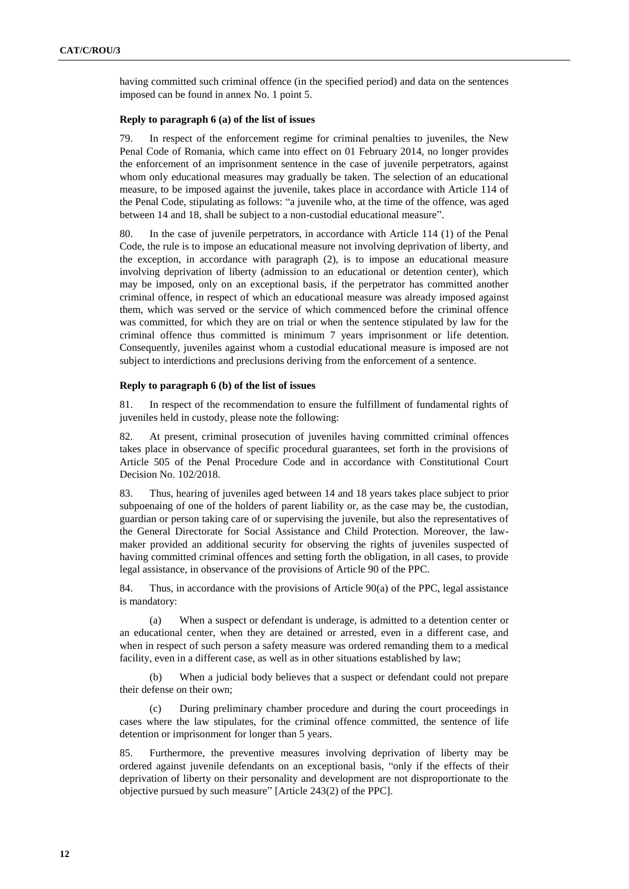having committed such criminal offence (in the specified period) and data on the sentences imposed can be found in annex No. 1 point 5.

### Reply to paragraph 6 (a) of the list of issues

79. In respect of the enforcement regime for criminal penalties to juveniles, the New Penal Code of Romania, which came into effect on 01 February 2014, no longer provides the enforcement of an imprisonment sentence in the case of juvenile perpetrators, against whom only educational measures may gradually be taken. The selection of an educational measure, to be imposed against the juvenile, takes place in accordance with Article 114 of the Penal Code, stipulating as follows: "a juvenile who, at the time of the offence, was aged between 14 and 18, shall be subject to a non-custodial educational measure".

80. In the case of juvenile perpetrators, in accordance with Article 114 (1) of the Penal Code, the rule is to impose an educational measure not involving deprivation of liberty, and the exception, in accordance with paragraph (2), is to impose an educational measure involving deprivation of liberty (admission to an educational or detention center), which may be imposed, only on an exceptional basis, if the perpetrator has committed another criminal offence, in respect of which an educational measure was already imposed against them, which was served or the service of which commenced before the criminal offence was committed, for which they are on trial or when the sentence stipulated by law for the criminal offence thus committed is minimum 7 years imprisonment or life detention. Consequently, juveniles against whom a custodial educational measure is imposed are not subject to interdictions and preclusions deriving from the enforcement of a sentence.

### Reply to paragraph 6 (b) of the list of issues

81. In respect of the recommendation to ensure the fulfillment of fundamental rights of juveniles held in custody, please note the following:

82. At present, criminal prosecution of juveniles having committed criminal offences takes place in observance of specific procedural guarantees, set forth in the provisions of Article 505 of the Penal Procedure Code and in accordance with Constitutional Court Decision No. 102/2018.

83. Thus, hearing of juveniles aged between 14 and 18 years takes place subject to prior subpoenaing of one of the holders of parent liability or, as the case may be, the custodian, guardian or person taking care of or supervising the juvenile, but also the representatives of the General Directorate for Social Assistance and Child Protection. Moreover, the law-maker provided an additional security for observing the rights of juveniles suspected of having committed criminal offences and setting forth the obligation, in all cases, to provide legal assistance, in observance of the provisions of Article 90 of the PPC.

84. Thus, in accordance with the provisions of Article 90(a) of the PPC, legal assistance is mandatory:

(a) When a suspect or defendant is underage, is admitted to a detention center or an educational center, when they are detained or arrested, even in a different case, and when in respect of such person a safety measure was ordered remanding them to a medical facility, even in a different case, as well as in other situations established by law;

(b) When a judicial body believes that a suspect or defendant could not prepare their defense on their own;

(c) During preliminary chamber procedure and during the court proceedings in cases where the law stipulates, for the criminal offence committed, the sentence of life detention or imprisonment for longer than 5 years.

85. Furthermore, the preventive measures involving deprivation of liberty may be ordered against juvenile defendants on an exceptional basis, "only if the effects of their deprivation of liberty on their personality and development are not disproportionate to the objective pursued by such measure" [Article 243(2) of the PPC].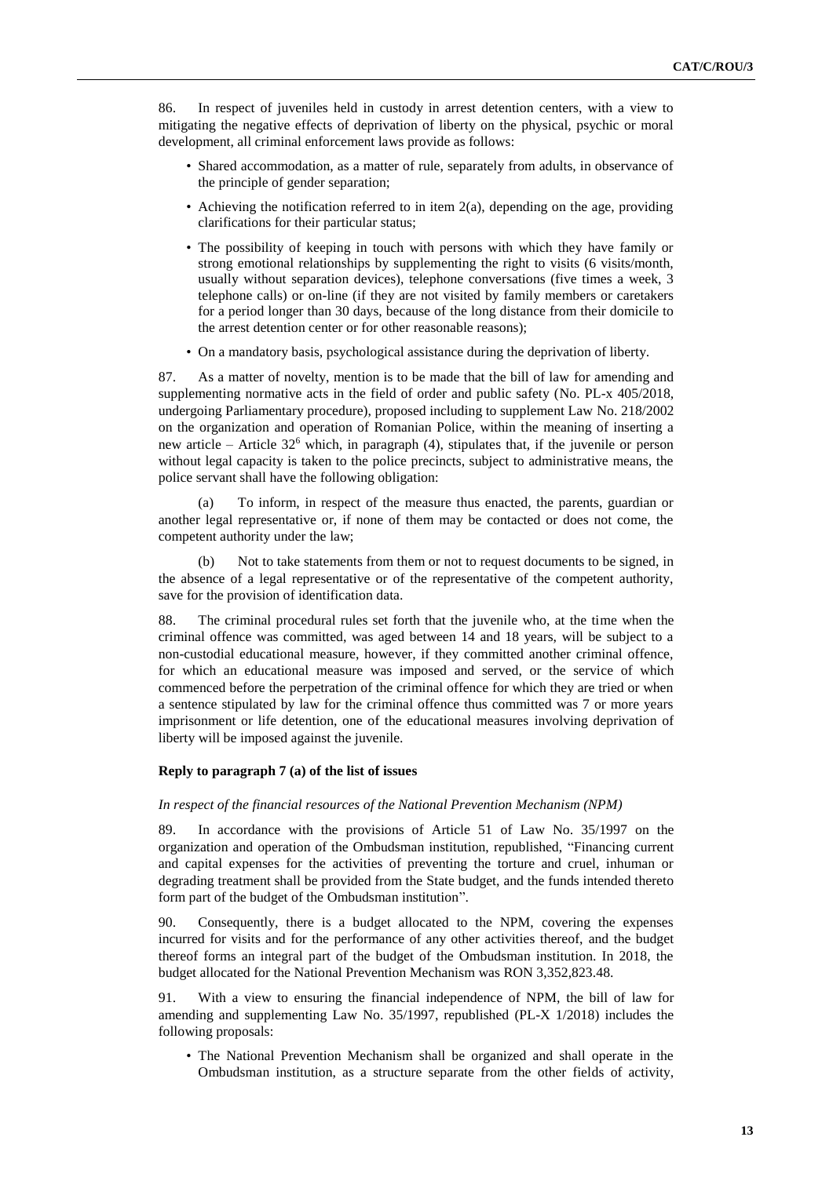86. In respect of juveniles held in custody in arrest detention centers, with a view to mitigating the negative effects of deprivation of liberty on the physical, psychic or moral development, all criminal enforcement laws provide as follows:

- Shared accommodation, as a matter of rule, separately from adults, in observance of the principle of gender separation;
- Achieving the notification referred to in item 2(a), depending on the age, providing clarifications for their particular status;
- The possibility of keeping in touch with persons with which they have family or strong emotional relationships by supplementing the right to visits (6 visits/month, usually without separation devices), telephone conversations (five times a week, 3 telephone calls) or on-line (if they are not visited by family members or caretakers for a period longer than 30 days, because of the long distance from their domicile to the arrest detention center or for other reasonable reasons);
- On a mandatory basis, psychological assistance during the deprivation of liberty.

87. As a matter of novelty, mention is to be made that the bill of law for amending and supplementing normative acts in the field of order and public safety (No. PL-x 405/2018, undergoing Parliamentary procedure), proposed including to supplement Law No. 218/2002 on the organization and operation of Romanian Police, within the meaning of inserting a new article – Article 32[6] which, in paragraph (4), stipulates that, if the juvenile or person without legal capacity is taken to the police precincts, subject to administrative means, the police servant shall have the following obligation:

(a) To inform, in respect of the measure thus enacted, the parents, guardian or another legal representative or, if none of them may be contacted or does not come, the competent authority under the law;

(b) Not to take statements from them or not to request documents to be signed, in the absence of a legal representative or of the representative of the competent authority, save for the provision of identification data.

88. The criminal procedural rules set forth that the juvenile who, at the time when the criminal offence was committed, was aged between 14 and 18 years, will be subject to a non-custodial educational measure, however, if they committed another criminal offence, for which an educational measure was imposed and served, or the service of which commenced before the perpetration of the criminal offence for which they are tried or when a sentence stipulated by law for the criminal offence thus committed was 7 or more years imprisonment or life detention, one of the educational measures involving deprivation of liberty will be imposed against the juvenile.

### Reply to paragraph 7 (a) of the list of issues

*In respect of the financial resources of the National Prevention Mechanism (NPM)*

89. In accordance with the provisions of Article 51 of Law No. 35/1997 on the organization and operation of the Ombudsman institution, republished, "Financing current and capital expenses for the activities of preventing the torture and cruel, inhuman or degrading treatment shall be provided from the State budget, and the funds intended thereto form part of the budget of the Ombudsman institution".

90. Consequently, there is a budget allocated to the NPM, covering the expenses incurred for visits and for the performance of any other activities thereof, and the budget thereof forms an integral part of the budget of the Ombudsman institution. In 2018, the budget allocated for the National Prevention Mechanism was RON 3,352,823.48.

91. With a view to ensuring the financial independence of NPM, the bill of law for amending and supplementing Law No. 35/1997, republished (PL-X 1/2018) includes the following proposals:

- The National Prevention Mechanism shall be organized and shall operate in the Ombudsman institution, as a structure separate from the other fields of activity,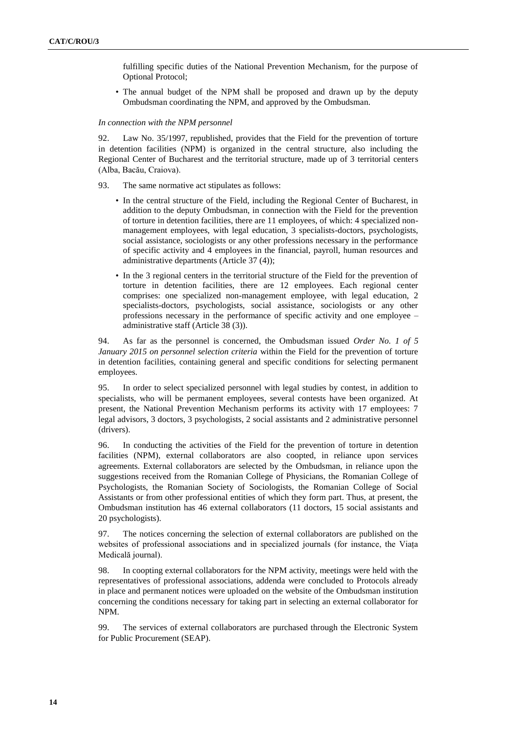fulfilling specific duties of the National Prevention Mechanism, for the purpose of Optional Protocol;

- The annual budget of the NPM shall be proposed and drawn up by the deputy Ombudsman coordinating the NPM, and approved by the Ombudsman.

*In connection with the NPM personnel*

92. Law No. 35/1997, republished, provides that the Field for the prevention of torture in detention facilities (NPM) is organized in the central structure, also including the Regional Center of Bucharest and the territorial structure, made up of 3 territorial centers (Alba, Bacău, Craiova).

93. The same normative act stipulates as follows:

- In the central structure of the Field, including the Regional Center of Bucharest, in addition to the deputy Ombudsman, in connection with the Field for the prevention of torture in detention facilities, there are 11 employees, of which: 4 specialized non-management employees, with legal education, 3 specialists-doctors, psychologists, social assistance, sociologists or any other professions necessary in the performance of specific activity and 4 employees in the financial, payroll, human resources and administrative departments (Article 37 (4));
- In the 3 regional centers in the territorial structure of the Field for the prevention of torture in detention facilities, there are 12 employees. Each regional center comprises: one specialized non-management employee, with legal education, 2 specialists-doctors, psychologists, social assistance, sociologists or any other professions necessary in the performance of specific activity and one employee – administrative staff (Article 38 (3)).

94. As far as the personnel is concerned, the Ombudsman issued *Order No. 1 of 5 January 2015 on personnel selection criteria* within the Field for the prevention of torture in detention facilities, containing general and specific conditions for selecting permanent employees.

95. In order to select specialized personnel with legal studies by contest, in addition to specialists, who will be permanent employees, several contests have been organized. At present, the National Prevention Mechanism performs its activity with 17 employees: 7 legal advisors, 3 doctors, 3 psychologists, 2 social assistants and 2 administrative personnel (drivers).

96. In conducting the activities of the Field for the prevention of torture in detention facilities (NPM), external collaborators are also coopted, in reliance upon services agreements. External collaborators are selected by the Ombudsman, in reliance upon the suggestions received from the Romanian College of Physicians, the Romanian College of Psychologists, the Romanian Society of Sociologists, the Romanian College of Social Assistants or from other professional entities of which they form part. Thus, at present, the Ombudsman institution has 46 external collaborators (11 doctors, 15 social assistants and 20 psychologists).

97. The notices concerning the selection of external collaborators are published on the websites of professional associations and in specialized journals (for instance, the Viața Medicală journal).

98. In coopting external collaborators for the NPM activity, meetings were held with the representatives of professional associations, addenda were concluded to Protocols already in place and permanent notices were uploaded on the website of the Ombudsman institution concerning the conditions necessary for taking part in selecting an external collaborator for NPM.

99. The services of external collaborators are purchased through the Electronic System for Public Procurement (SEAP).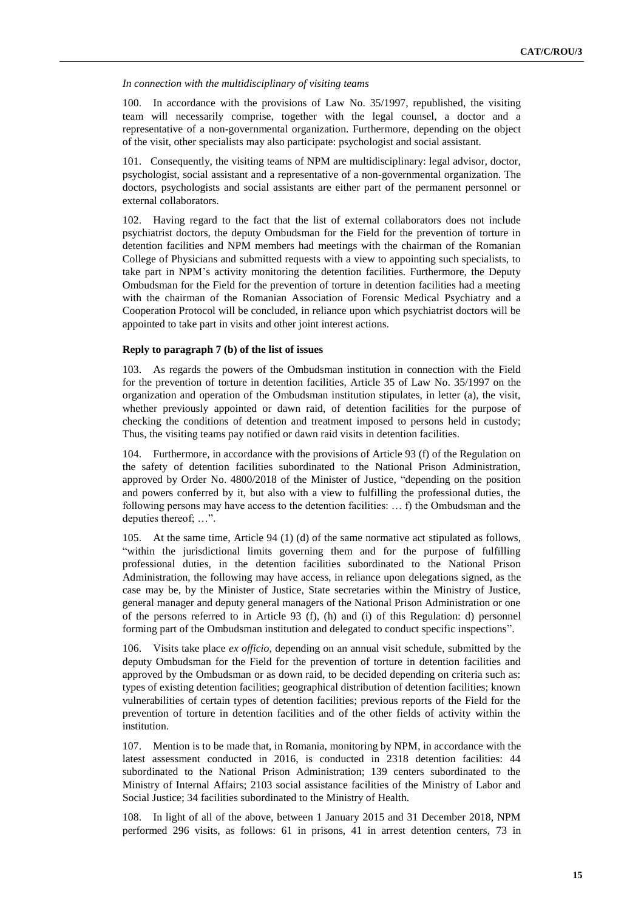*In connection with the multidisciplinary of visiting teams*

100. In accordance with the provisions of Law No. 35/1997, republished, the visiting team will necessarily comprise, together with the legal counsel, a doctor and a representative of a non-governmental organization. Furthermore, depending on the object of the visit, other specialists may also participate: psychologist and social assistant.

101. Consequently, the visiting teams of NPM are multidisciplinary: legal advisor, doctor, psychologist, social assistant and a representative of a non-governmental organization. The doctors, psychologists and social assistants are either part of the permanent personnel or external collaborators.

102. Having regard to the fact that the list of external collaborators does not include psychiatrist doctors, the deputy Ombudsman for the Field for the prevention of torture in detention facilities and NPM members had meetings with the chairman of the Romanian College of Physicians and submitted requests with a view to appointing such specialists, to take part in NPM's activity monitoring the detention facilities. Furthermore, the Deputy Ombudsman for the Field for the prevention of torture in detention facilities had a meeting with the chairman of the Romanian Association of Forensic Medical Psychiatry and a Cooperation Protocol will be concluded, in reliance upon which psychiatrist doctors will be appointed to take part in visits and other joint interest actions.

### Reply to paragraph 7 (b) of the list of issues

103. As regards the powers of the Ombudsman institution in connection with the Field for the prevention of torture in detention facilities, Article 35 of Law No. 35/1997 on the organization and operation of the Ombudsman institution stipulates, in letter (a), the visit, whether previously appointed or dawn raid, of detention facilities for the purpose of checking the conditions of detention and treatment imposed to persons held in custody; Thus, the visiting teams pay notified or dawn raid visits in detention facilities.

104. Furthermore, in accordance with the provisions of Article 93 (f) of the Regulation on the safety of detention facilities subordinated to the National Prison Administration, approved by Order No. 4800/2018 of the Minister of Justice, "depending on the position and powers conferred by it, but also with a view to fulfilling the professional duties, the following persons may have access to the detention facilities: … f) the Ombudsman and the deputies thereof; …".

105. At the same time, Article 94 (1) (d) of the same normative act stipulated as follows, "within the jurisdictional limits governing them and for the purpose of fulfilling professional duties, in the detention facilities subordinated to the National Prison Administration, the following may have access, in reliance upon delegations signed, as the case may be, by the Minister of Justice, State secretaries within the Ministry of Justice, general manager and deputy general managers of the National Prison Administration or one of the persons referred to in Article 93 (f), (h) and (i) of this Regulation: d) personnel forming part of the Ombudsman institution and delegated to conduct specific inspections".

106. Visits take place *ex officio*, depending on an annual visit schedule, submitted by the deputy Ombudsman for the Field for the prevention of torture in detention facilities and approved by the Ombudsman or as down raid, to be decided depending on criteria such as: types of existing detention facilities; geographical distribution of detention facilities; known vulnerabilities of certain types of detention facilities; previous reports of the Field for the prevention of torture in detention facilities and of the other fields of activity within the institution.

107. Mention is to be made that, in Romania, monitoring by NPM, in accordance with the latest assessment conducted in 2016, is conducted in 2318 detention facilities: 44 subordinated to the National Prison Administration; 139 centers subordinated to the Ministry of Internal Affairs; 2103 social assistance facilities of the Ministry of Labor and Social Justice; 34 facilities subordinated to the Ministry of Health.

108. In light of all of the above, between 1 January 2015 and 31 December 2018, NPM performed 296 visits, as follows: 61 in prisons, 41 in arrest detention centers, 73 in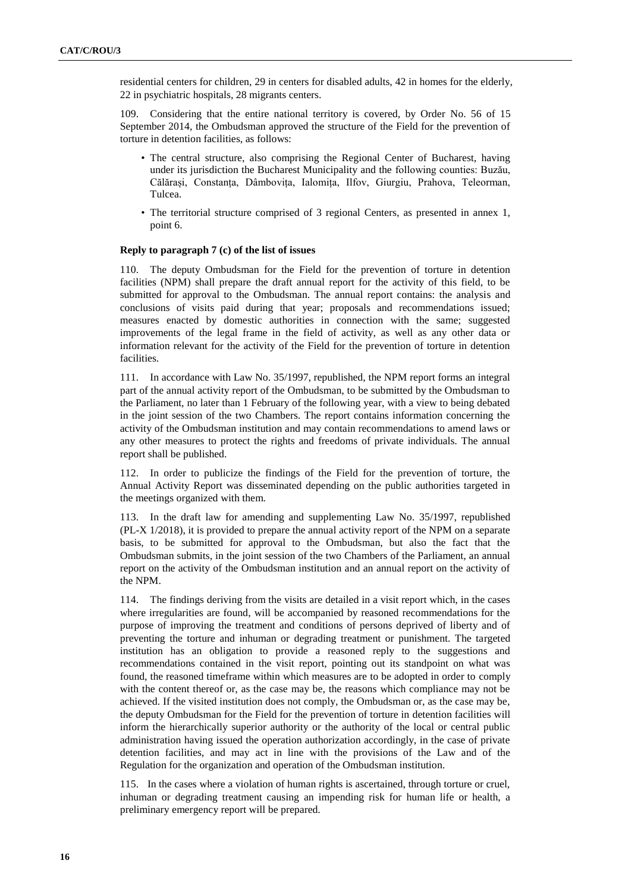residential centers for children, 29 in centers for disabled adults, 42 in homes for the elderly, 22 in psychiatric hospitals, 28 migrants centers.

109. Considering that the entire national territory is covered, by Order No. 56 of 15 September 2014, the Ombudsman approved the structure of the Field for the prevention of torture in detention facilities, as follows:

- The central structure, also comprising the Regional Center of Bucharest, having under its jurisdiction the Bucharest Municipality and the following counties: Buzău, Călărași, Constanța, Dâmbovița, Ialomița, Ilfov, Giurgiu, Prahova, Teleorman, Tulcea.
- The territorial structure comprised of 3 regional Centers, as presented in annex 1, point 6.

**Reply to paragraph 7 (c) of the list of issues**

110. The deputy Ombudsman for the Field for the prevention of torture in detention facilities (NPM) shall prepare the draft annual report for the activity of this field, to be submitted for approval to the Ombudsman. The annual report contains: the analysis and conclusions of visits paid during that year; proposals and recommendations issued; measures enacted by domestic authorities in connection with the same; suggested improvements of the legal frame in the field of activity, as well as any other data or information relevant for the activity of the Field for the prevention of torture in detention facilities.

111. In accordance with Law No. 35/1997, republished, the NPM report forms an integral part of the annual activity report of the Ombudsman, to be submitted by the Ombudsman to the Parliament, no later than 1 February of the following year, with a view to being debated in the joint session of the two Chambers. The report contains information concerning the activity of the Ombudsman institution and may contain recommendations to amend laws or any other measures to protect the rights and freedoms of private individuals. The annual report shall be published.

112. In order to publicize the findings of the Field for the prevention of torture, the Annual Activity Report was disseminated depending on the public authorities targeted in the meetings organized with them.

113. In the draft law for amending and supplementing Law No. 35/1997, republished (PL-X 1/2018), it is provided to prepare the annual activity report of the NPM on a separate basis, to be submitted for approval to the Ombudsman, but also the fact that the Ombudsman submits, in the joint session of the two Chambers of the Parliament, an annual report on the activity of the Ombudsman institution and an annual report on the activity of the NPM.

114. The findings deriving from the visits are detailed in a visit report which, in the cases where irregularities are found, will be accompanied by reasoned recommendations for the purpose of improving the treatment and conditions of persons deprived of liberty and of preventing the torture and inhuman or degrading treatment or punishment. The targeted institution has an obligation to provide a reasoned reply to the suggestions and recommendations contained in the visit report, pointing out its standpoint on what was found, the reasoned timeframe within which measures are to be adopted in order to comply with the content thereof or, as the case may be, the reasons which compliance may not be achieved. If the visited institution does not comply, the Ombudsman or, as the case may be, the deputy Ombudsman for the Field for the prevention of torture in detention facilities will inform the hierarchically superior authority or the authority of the local or central public administration having issued the operation authorization accordingly, in the case of private detention facilities, and may act in line with the provisions of the Law and of the Regulation for the organization and operation of the Ombudsman institution.

115. In the cases where a violation of human rights is ascertained, through torture or cruel, inhuman or degrading treatment causing an impending risk for human life or health, a preliminary emergency report will be prepared.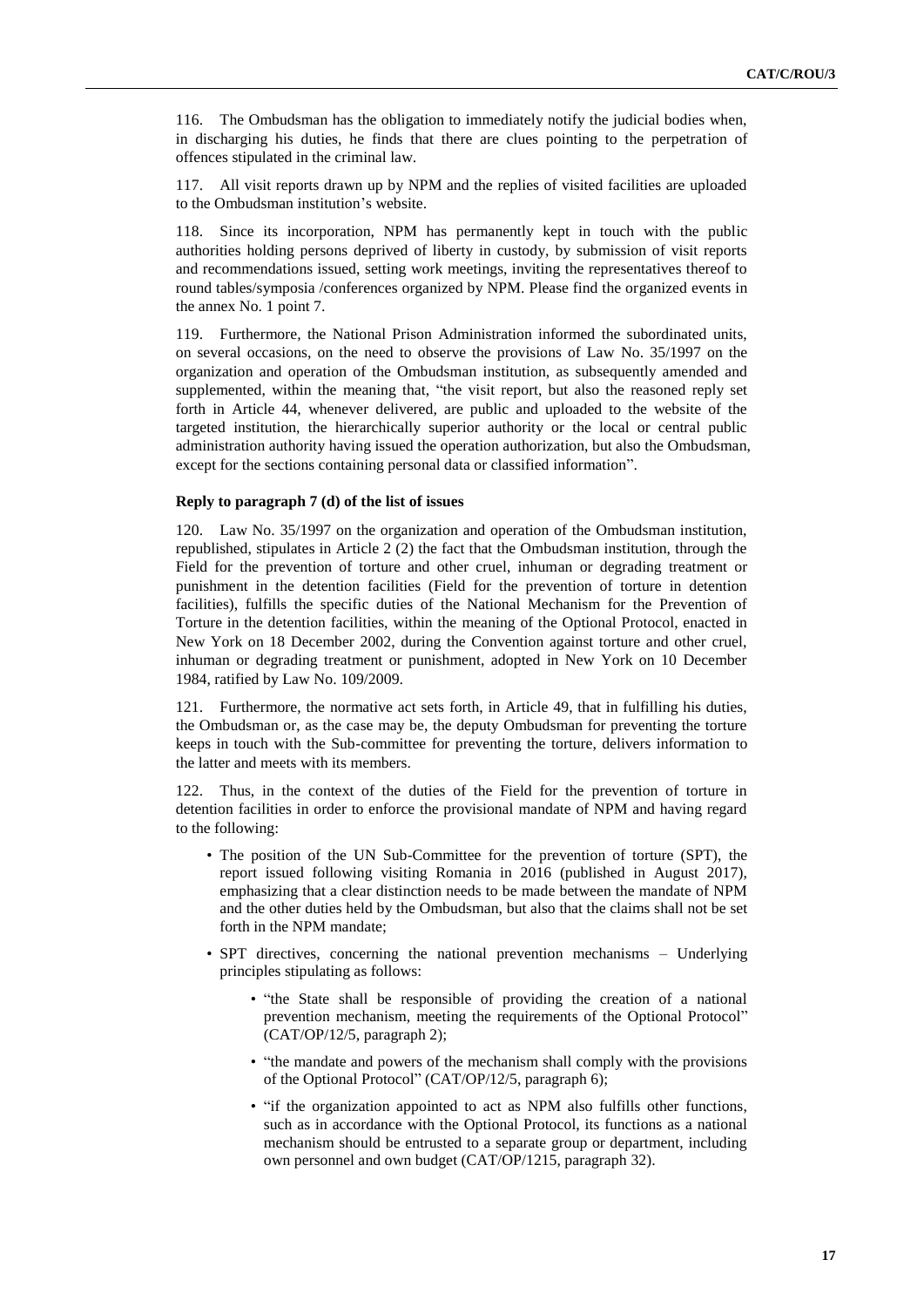116. The Ombudsman has the obligation to immediately notify the judicial bodies when, in discharging his duties, he finds that there are clues pointing to the perpetration of offences stipulated in the criminal law.

117. All visit reports drawn up by NPM and the replies of visited facilities are uploaded to the Ombudsman institution's website.

118. Since its incorporation, NPM has permanently kept in touch with the public authorities holding persons deprived of liberty in custody, by submission of visit reports and recommendations issued, setting work meetings, inviting the representatives thereof to round tables/symposia /conferences organized by NPM. Please find the organized events in the annex No. 1 point 7.

119. Furthermore, the National Prison Administration informed the subordinated units, on several occasions, on the need to observe the provisions of Law No. 35/1997 on the organization and operation of the Ombudsman institution, as subsequently amended and supplemented, within the meaning that, "the visit report, but also the reasoned reply set forth in Article 44, whenever delivered, are public and uploaded to the website of the targeted institution, the hierarchically superior authority or the local or central public administration authority having issued the operation authorization, but also the Ombudsman, except for the sections containing personal data or classified information".

**Reply to paragraph 7 (d) of the list of issues**

120. Law No. 35/1997 on the organization and operation of the Ombudsman institution, republished, stipulates in Article 2 (2) the fact that the Ombudsman institution, through the Field for the prevention of torture and other cruel, inhuman or degrading treatment or punishment in the detention facilities (Field for the prevention of torture in detention facilities), fulfills the specific duties of the National Mechanism for the Prevention of Torture in the detention facilities, within the meaning of the Optional Protocol, enacted in New York on 18 December 2002, during the Convention against torture and other cruel, inhuman or degrading treatment or punishment, adopted in New York on 10 December 1984, ratified by Law No. 109/2009.

121. Furthermore, the normative act sets forth, in Article 49, that in fulfilling his duties, the Ombudsman or, as the case may be, the deputy Ombudsman for preventing the torture keeps in touch with the Sub-committee for preventing the torture, delivers information to the latter and meets with its members.

122. Thus, in the context of the duties of the Field for the prevention of torture in detention facilities in order to enforce the provisional mandate of NPM and having regard to the following:

- The position of the UN Sub-Committee for the prevention of torture (SPT), the report issued following visiting Romania in 2016 (published in August 2017), emphasizing that a clear distinction needs to be made between the mandate of NPM and the other duties held by the Ombudsman, but also that the claims shall not be set forth in the NPM mandate;
- SPT directives, concerning the national prevention mechanisms – Underlying principles stipulating as follows:
  - "the State shall be responsible of providing the creation of a national prevention mechanism, meeting the requirements of the Optional Protocol" (CAT/OP/12/5, paragraph 2);
  - "the mandate and powers of the mechanism shall comply with the provisions of the Optional Protocol" (CAT/OP/12/5, paragraph 6);
  - "if the organization appointed to act as NPM also fulfills other functions, such as in accordance with the Optional Protocol, its functions as a national mechanism should be entrusted to a separate group or department, including own personnel and own budget (CAT/OP/1215, paragraph 32).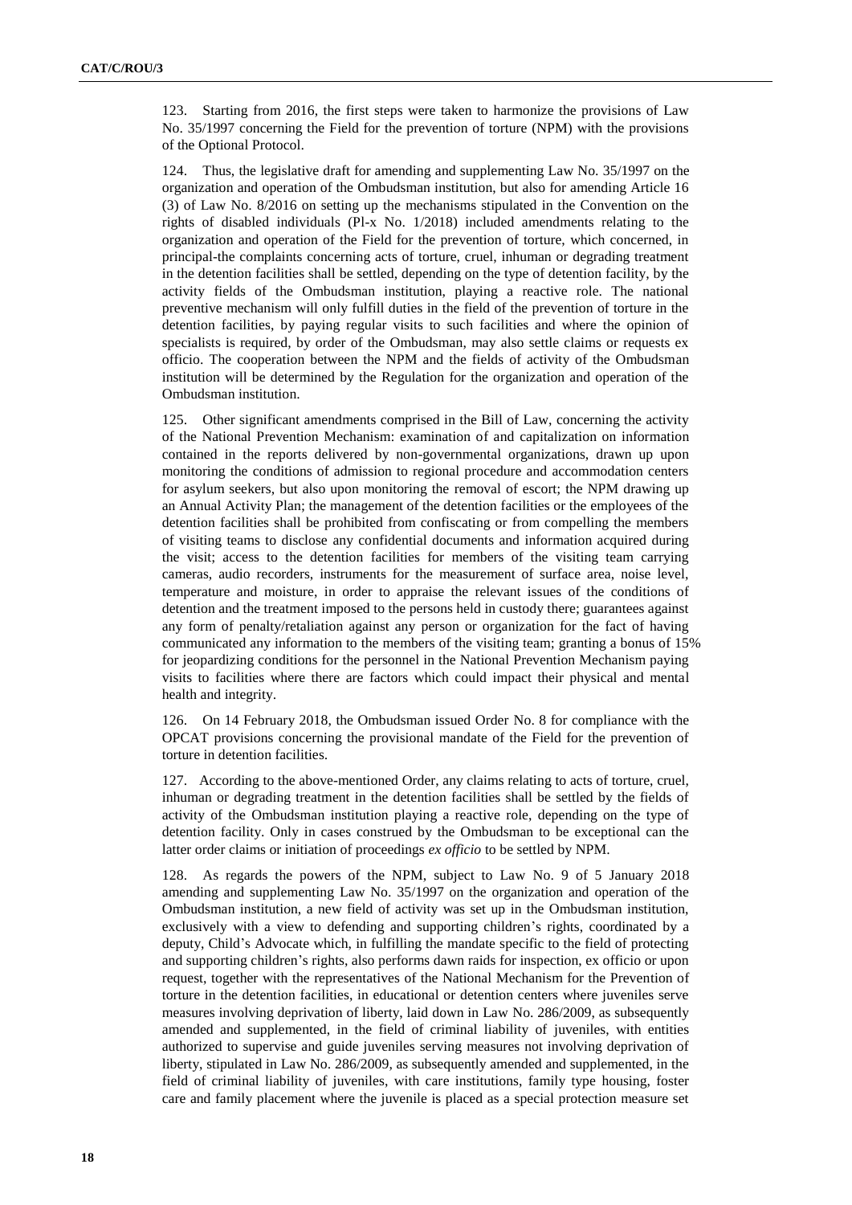123. Starting from 2016, the first steps were taken to harmonize the provisions of Law No. 35/1997 concerning the Field for the prevention of torture (NPM) with the provisions of the Optional Protocol.

124. Thus, the legislative draft for amending and supplementing Law No. 35/1997 on the organization and operation of the Ombudsman institution, but also for amending Article 16 (3) of Law No. 8/2016 on setting up the mechanisms stipulated in the Convention on the rights of disabled individuals (Pl-x No. 1/2018) included amendments relating to the organization and operation of the Field for the prevention of torture, which concerned, in principal-the complaints concerning acts of torture, cruel, inhuman or degrading treatment in the detention facilities shall be settled, depending on the type of detention facility, by the activity fields of the Ombudsman institution, playing a reactive role. The national preventive mechanism will only fulfill duties in the field of the prevention of torture in the detention facilities, by paying regular visits to such facilities and where the opinion of specialists is required, by order of the Ombudsman, may also settle claims or requests ex officio. The cooperation between the NPM and the fields of activity of the Ombudsman institution will be determined by the Regulation for the organization and operation of the Ombudsman institution.

125. Other significant amendments comprised in the Bill of Law, concerning the activity of the National Prevention Mechanism: examination of and capitalization on information contained in the reports delivered by non-governmental organizations, drawn up upon monitoring the conditions of admission to regional procedure and accommodation centers for asylum seekers, but also upon monitoring the removal of escort; the NPM drawing up an Annual Activity Plan; the management of the detention facilities or the employees of the detention facilities shall be prohibited from confiscating or from compelling the members of visiting teams to disclose any confidential documents and information acquired during the visit; access to the detention facilities for members of the visiting team carrying cameras, audio recorders, instruments for the measurement of surface area, noise level, temperature and moisture, in order to appraise the relevant issues of the conditions of detention and the treatment imposed to the persons held in custody there; guarantees against any form of penalty/retaliation against any person or organization for the fact of having communicated any information to the members of the visiting team; granting a bonus of 15% for jeopardizing conditions for the personnel in the National Prevention Mechanism paying visits to facilities where there are factors which could impact their physical and mental health and integrity.

126. On 14 February 2018, the Ombudsman issued Order No. 8 for compliance with the OPCAT provisions concerning the provisional mandate of the Field for the prevention of torture in detention facilities.

127. According to the above-mentioned Order, any claims relating to acts of torture, cruel, inhuman or degrading treatment in the detention facilities shall be settled by the fields of activity of the Ombudsman institution playing a reactive role, depending on the type of detention facility. Only in cases construed by the Ombudsman to be exceptional can the latter order claims or initiation of proceedings *ex officio* to be settled by NPM.

128. As regards the powers of the NPM, subject to Law No. 9 of 5 January 2018 amending and supplementing Law No. 35/1997 on the organization and operation of the Ombudsman institution, a new field of activity was set up in the Ombudsman institution, exclusively with a view to defending and supporting children's rights, coordinated by a deputy, Child's Advocate which, in fulfilling the mandate specific to the field of protecting and supporting children's rights, also performs dawn raids for inspection, ex officio or upon request, together with the representatives of the National Mechanism for the Prevention of torture in the detention facilities, in educational or detention centers where juveniles serve measures involving deprivation of liberty, laid down in Law No. 286/2009, as subsequently amended and supplemented, in the field of criminal liability of juveniles, with entities authorized to supervise and guide juveniles serving measures not involving deprivation of liberty, stipulated in Law No. 286/2009, as subsequently amended and supplemented, in the field of criminal liability of juveniles, with care institutions, family type housing, foster care and family placement where the juvenile is placed as a special protection measure set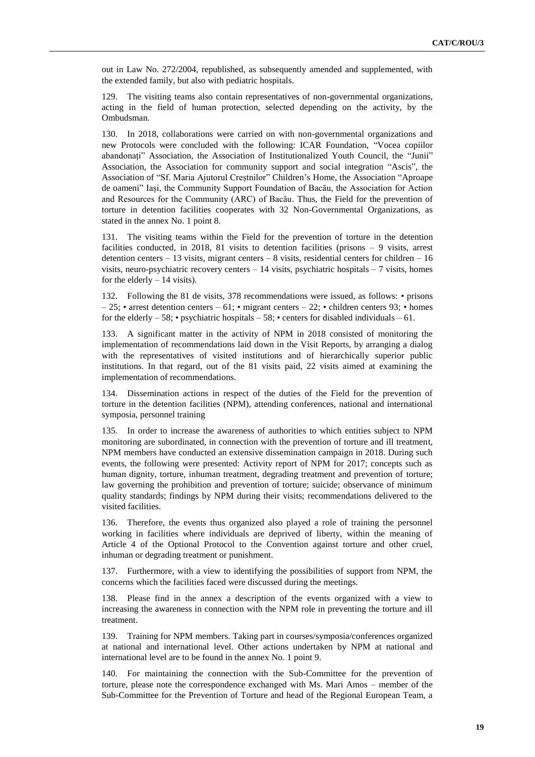out in Law No. 272/2004, republished, as subsequently amended and supplemented, with the extended family, but also with pediatric hospitals.

129. The visiting teams also contain representatives of non-governmental organizations, acting in the field of human protection, selected depending on the activity, by the Ombudsman.

130. In 2018, collaborations were carried on with non-governmental organizations and new Protocols were concluded with the following: ICAR Foundation, "Vocea copiilor abandonați" Association, the Association of Institutionalized Youth Council, the "Junii" Association, the Association for community support and social integration "Ascis", the Association of "Sf. Maria Ajutorul Creștnilor" Children's Home, the Association "Aproape de oameni" Iași, the Community Support Foundation of Bacău, the Association for Action and Resources for the Community (ARC) of Bacău. Thus, the Field for the prevention of torture in detention facilities cooperates with 32 Non-Governmental Organizations, as stated in the annex No. 1 point 8.

131. The visiting teams within the Field for the prevention of torture in the detention facilities conducted, in 2018, 81 visits to detention facilities (prisons – 9 visits, arrest detention centers – 13 visits, migrant centers – 8 visits, residential centers for children – 16 visits, neuro-psychiatric recovery centers – 14 visits, psychiatric hospitals – 7 visits, homes for the elderly – 14 visits).

132. Following the 81 de visits, 378 recommendations were issued, as follows: • prisons – 25; • arrest detention centers – 61; • migrant centers – 22; • children centers 93; • homes for the elderly – 58; • psychiatric hospitals – 58; • centers for disabled individuals – 61.

133. A significant matter in the activity of NPM in 2018 consisted of monitoring the implementation of recommendations laid down in the Visit Reports, by arranging a dialog with the representatives of visited institutions and of hierarchically superior public institutions. In that regard, out of the 81 visits paid, 22 visits aimed at examining the implementation of recommendations.

134. Dissemination actions in respect of the duties of the Field for the prevention of torture in the detention facilities (NPM), attending conferences, national and international symposia, personnel training

135. In order to increase the awareness of authorities to which entities subject to NPM monitoring are subordinated, in connection with the prevention of torture and ill treatment, NPM members have conducted an extensive dissemination campaign in 2018. During such events, the following were presented: Activity report of NPM for 2017; concepts such as human dignity, torture, inhuman treatment, degrading treatment and prevention of torture; law governing the prohibition and prevention of torture; suicide; observance of minimum quality standards; findings by NPM during their visits; recommendations delivered to the visited facilities.

136. Therefore, the events thus organized also played a role of training the personnel working in facilities where individuals are deprived of liberty, within the meaning of Article 4 of the Optional Protocol to the Convention against torture and other cruel, inhuman or degrading treatment or punishment.

137. Furthermore, with a view to identifying the possibilities of support from NPM, the concerns which the facilities faced were discussed during the meetings.

138. Please find in the annex a description of the events organized with a view to increasing the awareness in connection with the NPM role in preventing the torture and ill treatment.

139. Training for NPM members. Taking part in courses/symposia/conferences organized at national and international level. Other actions undertaken by NPM at national and international level are to be found in the annex No. 1 point 9.

140. For maintaining the connection with the Sub-Committee for the prevention of torture, please note the correspondence exchanged with Ms. Mari Amos – member of the Sub-Committee for the Prevention of Torture and head of the Regional European Team, a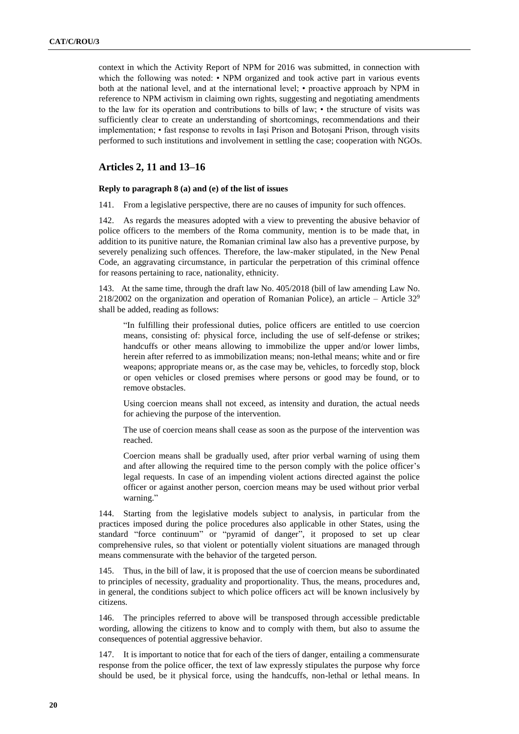context in which the Activity Report of NPM for 2016 was submitted, in connection with which the following was noted: • NPM organized and took active part in various events both at the national level, and at the international level; • proactive approach by NPM in reference to NPM activism in claiming own rights, suggesting and negotiating amendments to the law for its operation and contributions to bills of law; • the structure of visits was sufficiently clear to create an understanding of shortcomings, recommendations and their implementation; • fast response to revolts in Iași Prison and Botoșani Prison, through visits performed to such institutions and involvement in settling the case; cooperation with NGOs.

## Articles 2, 11 and 13–16

#### Reply to paragraph 8 (a) and (e) of the list of issues

141. From a legislative perspective, there are no causes of impunity for such offences.

142. As regards the measures adopted with a view to preventing the abusive behavior of police officers to the members of the Roma community, mention is to be made that, in addition to its punitive nature, the Romanian criminal law also has a preventive purpose, by severely penalizing such offences. Therefore, the law-maker stipulated, in the New Penal Code, an aggravating circumstance, in particular the perpetration of this criminal offence for reasons pertaining to race, nationality, ethnicity.

143. At the same time, through the draft law No. 405/2018 (bill of law amending Law No. 218/2002 on the organization and operation of Romanian Police), an article – Article $32^9$ shall be added, reading as follows:

> "In fulfilling their professional duties, police officers are entitled to use coercion means, consisting of: physical force, including the use of self-defense or strikes; handcuffs or other means allowing to immobilize the upper and/or lower limbs, herein after referred to as immobilization means; non-lethal means; white and or fire weapons; appropriate means or, as the case may be, vehicles, to forcedly stop, block or open vehicles or closed premises where persons or good may be found, or to remove obstacles.
>
> Using coercion means shall not exceed, as intensity and duration, the actual needs for achieving the purpose of the intervention.
>
> The use of coercion means shall cease as soon as the purpose of the intervention was reached.
>
> Coercion means shall be gradually used, after prior verbal warning of using them and after allowing the required time to the person comply with the police officer's legal requests. In case of an impending violent actions directed against the police officer or against another person, coercion means may be used without prior verbal warning."

144. Starting from the legislative models subject to analysis, in particular from the practices imposed during the police procedures also applicable in other States, using the standard "force continuum" or "pyramid of danger", it proposed to set up clear comprehensive rules, so that violent or potentially violent situations are managed through means commensurate with the behavior of the targeted person.

145. Thus, in the bill of law, it is proposed that the use of coercion means be subordinated to principles of necessity, graduality and proportionality. Thus, the means, procedures and, in general, the conditions subject to which police officers act will be known inclusively by citizens.

146. The principles referred to above will be transposed through accessible predictable wording, allowing the citizens to know and to comply with them, but also to assume the consequences of potential aggressive behavior.

147. It is important to notice that for each of the tiers of danger, entailing a commensurate response from the police officer, the text of law expressly stipulates the purpose why force should be used, be it physical force, using the handcuffs, non-lethal or lethal means. In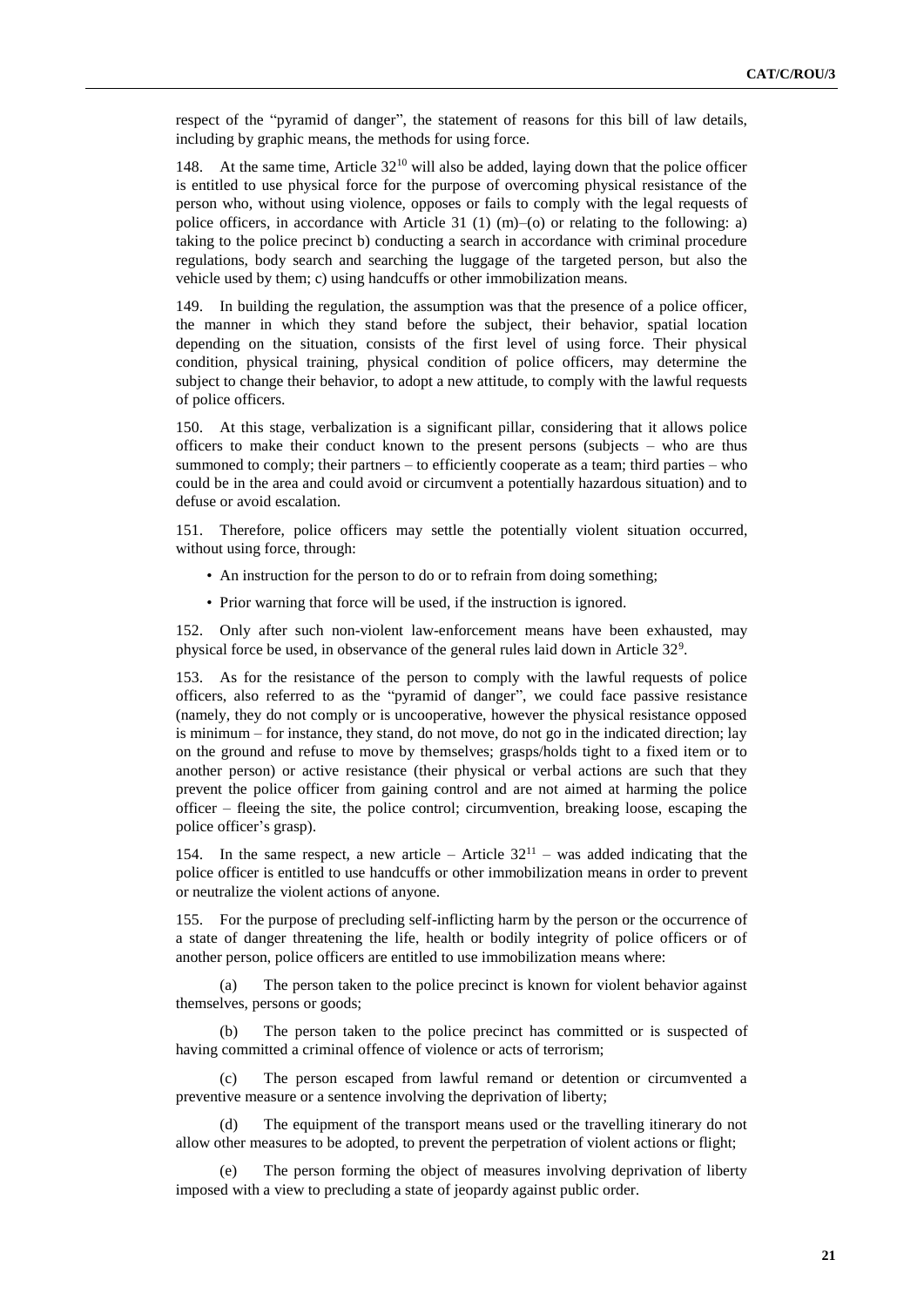respect of the "pyramid of danger", the statement of reasons for this bill of law details, including by graphic means, the methods for using force.

148. At the same time, Article $32^{10}$ will also be added, laying down that the police officer is entitled to use physical force for the purpose of overcoming physical resistance of the person who, without using violence, opposes or fails to comply with the legal requests of police officers, in accordance with Article 31 (1) (m)–(o) or relating to the following: a) taking to the police precinct b) conducting a search in accordance with criminal procedure regulations, body search and searching the luggage of the targeted person, but also the vehicle used by them; c) using handcuffs or other immobilization means.

149. In building the regulation, the assumption was that the presence of a police officer, the manner in which they stand before the subject, their behavior, spatial location depending on the situation, consists of the first level of using force. Their physical condition, physical training, physical condition of police officers, may determine the subject to change their behavior, to adopt a new attitude, to comply with the lawful requests of police officers.

150. At this stage, verbalization is a significant pillar, considering that it allows police officers to make their conduct known to the present persons (subjects – who are thus summoned to comply; their partners – to efficiently cooperate as a team; third parties – who could be in the area and could avoid or circumvent a potentially hazardous situation) and to defuse or avoid escalation.

151. Therefore, police officers may settle the potentially violent situation occurred, without using force, through:

- An instruction for the person to do or to refrain from doing something;
- Prior warning that force will be used, if the instruction is ignored.

152. Only after such non-violent law-enforcement means have been exhausted, may physical force be used, in observance of the general rules laid down in Article $32^{9}$.

153. As for the resistance of the person to comply with the lawful requests of police officers, also referred to as the "pyramid of danger", we could face passive resistance (namely, they do not comply or is uncooperative, however the physical resistance opposed is minimum – for instance, they stand, do not move, do not go in the indicated direction; lay on the ground and refuse to move by themselves; grasps/holds tight to a fixed item or to another person) or active resistance (their physical or verbal actions are such that they prevent the police officer from gaining control and are not aimed at harming the police officer – fleeing the site, the police control; circumvention, breaking loose, escaping the police officer's grasp).

154. In the same respect, a new article – Article $32^{11}$ – was added indicating that the police officer is entitled to use handcuffs or other immobilization means in order to prevent or neutralize the violent actions of anyone.

155. For the purpose of precluding self-inflicting harm by the person or the occurrence of a state of danger threatening the life, health or bodily integrity of police officers or of another person, police officers are entitled to use immobilization means where:

(a) The person taken to the police precinct is known for violent behavior against themselves, persons or goods;

(b) The person taken to the police precinct has committed or is suspected of having committed a criminal offence of violence or acts of terrorism;

(c) The person escaped from lawful remand or detention or circumvented a preventive measure or a sentence involving the deprivation of liberty;

(d) The equipment of the transport means used or the travelling itinerary do not allow other measures to be adopted, to prevent the perpetration of violent actions or flight;

(e) The person forming the object of measures involving deprivation of liberty imposed with a view to precluding a state of jeopardy against public order.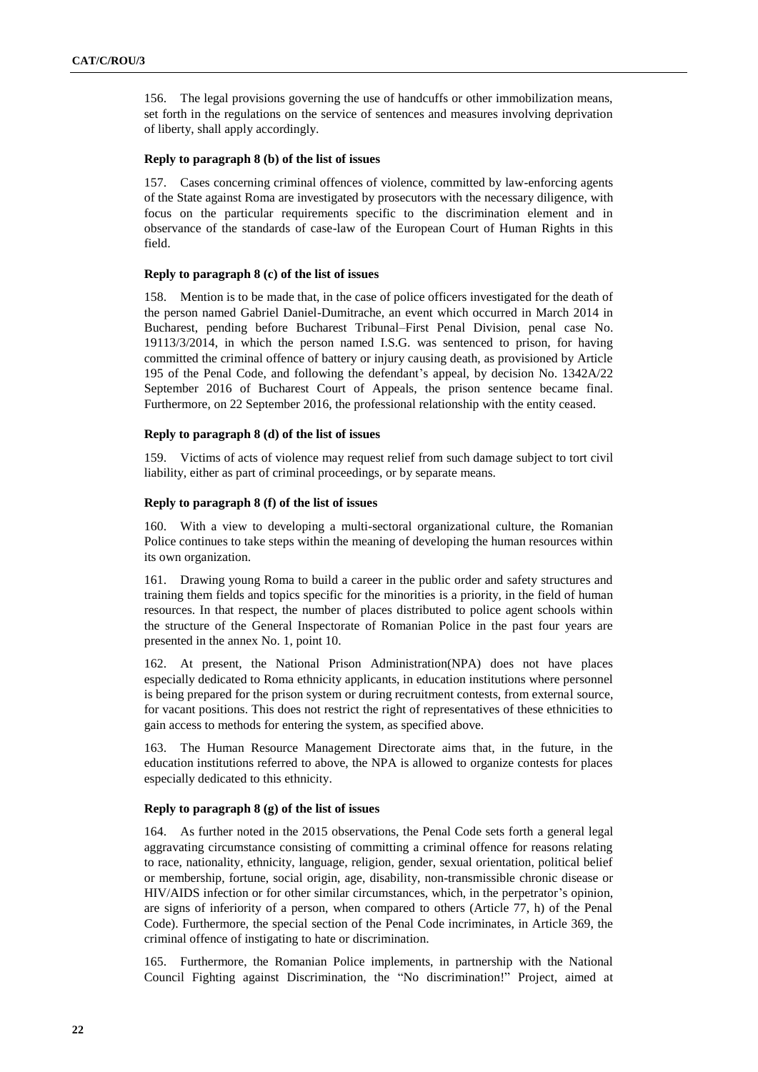156. The legal provisions governing the use of handcuffs or other immobilization means, set forth in the regulations on the service of sentences and measures involving deprivation of liberty, shall apply accordingly.

### Reply to paragraph 8 (b) of the list of issues

157. Cases concerning criminal offences of violence, committed by law-enforcing agents of the State against Roma are investigated by prosecutors with the necessary diligence, with focus on the particular requirements specific to the discrimination element and in observance of the standards of case-law of the European Court of Human Rights in this field.

### Reply to paragraph 8 (c) of the list of issues

158. Mention is to be made that, in the case of police officers investigated for the death of the person named Gabriel Daniel-Dumitrache, an event which occurred in March 2014 in Bucharest, pending before Bucharest Tribunal–First Penal Division, penal case No. 19113/3/2014, in which the person named I.S.G. was sentenced to prison, for having committed the criminal offence of battery or injury causing death, as provisioned by Article 195 of the Penal Code, and following the defendant's appeal, by decision No. 1342A/22 September 2016 of Bucharest Court of Appeals, the prison sentence became final. Furthermore, on 22 September 2016, the professional relationship with the entity ceased.

### Reply to paragraph 8 (d) of the list of issues

159. Victims of acts of violence may request relief from such damage subject to tort civil liability, either as part of criminal proceedings, or by separate means.

### Reply to paragraph 8 (f) of the list of issues

160. With a view to developing a multi-sectoral organizational culture, the Romanian Police continues to take steps within the meaning of developing the human resources within its own organization.

161. Drawing young Roma to build a career in the public order and safety structures and training them fields and topics specific for the minorities is a priority, in the field of human resources. In that respect, the number of places distributed to police agent schools within the structure of the General Inspectorate of Romanian Police in the past four years are presented in the annex No. 1, point 10.

162. At present, the National Prison Administration(NPA) does not have places especially dedicated to Roma ethnicity applicants, in education institutions where personnel is being prepared for the prison system or during recruitment contests, from external source, for vacant positions. This does not restrict the right of representatives of these ethnicities to gain access to methods for entering the system, as specified above.

163. The Human Resource Management Directorate aims that, in the future, in the education institutions referred to above, the NPA is allowed to organize contests for places especially dedicated to this ethnicity.

### Reply to paragraph 8 (g) of the list of issues

164. As further noted in the 2015 observations, the Penal Code sets forth a general legal aggravating circumstance consisting of committing a criminal offence for reasons relating to race, nationality, ethnicity, language, religion, gender, sexual orientation, political belief or membership, fortune, social origin, age, disability, non-transmissible chronic disease or HIV/AIDS infection or for other similar circumstances, which, in the perpetrator's opinion, are signs of inferiority of a person, when compared to others (Article 77, h) of the Penal Code). Furthermore, the special section of the Penal Code incriminates, in Article 369, the criminal offence of instigating to hate or discrimination.

165. Furthermore, the Romanian Police implements, in partnership with the National Council Fighting against Discrimination, the "No discrimination!" Project, aimed at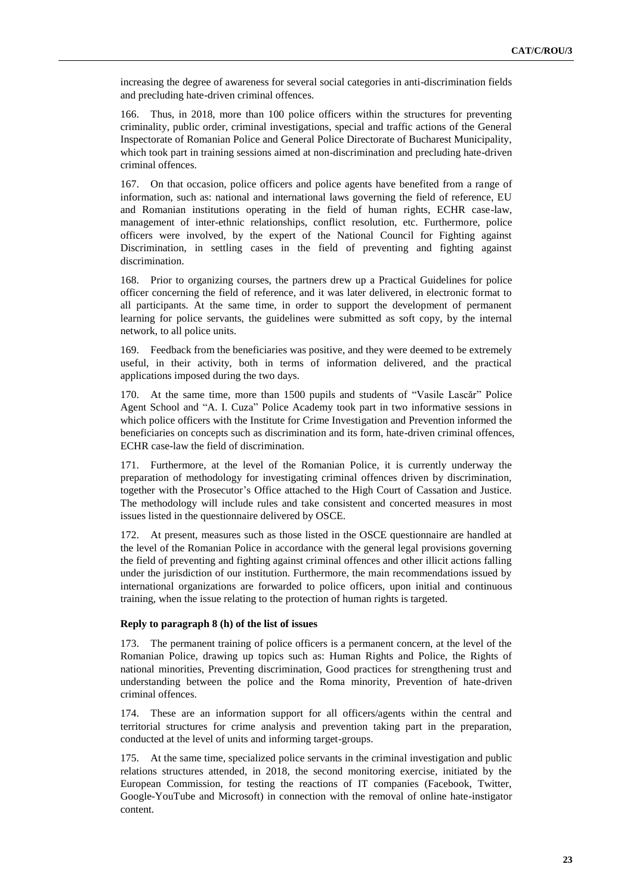increasing the degree of awareness for several social categories in anti-discrimination fields and precluding hate-driven criminal offences.

166. Thus, in 2018, more than 100 police officers within the structures for preventing criminality, public order, criminal investigations, special and traffic actions of the General Inspectorate of Romanian Police and General Police Directorate of Bucharest Municipality, which took part in training sessions aimed at non-discrimination and precluding hate-driven criminal offences.

167. On that occasion, police officers and police agents have benefited from a range of information, such as: national and international laws governing the field of reference, EU and Romanian institutions operating in the field of human rights, ECHR case-law, management of inter-ethnic relationships, conflict resolution, etc. Furthermore, police officers were involved, by the expert of the National Council for Fighting against Discrimination, in settling cases in the field of preventing and fighting against discrimination.

168. Prior to organizing courses, the partners drew up a Practical Guidelines for police officer concerning the field of reference, and it was later delivered, in electronic format to all participants. At the same time, in order to support the development of permanent learning for police servants, the guidelines were submitted as soft copy, by the internal network, to all police units.

169. Feedback from the beneficiaries was positive, and they were deemed to be extremely useful, in their activity, both in terms of information delivered, and the practical applications imposed during the two days.

170. At the same time, more than 1500 pupils and students of "Vasile Lascăr" Police Agent School and "A. I. Cuza" Police Academy took part in two informative sessions in which police officers with the Institute for Crime Investigation and Prevention informed the beneficiaries on concepts such as discrimination and its form, hate-driven criminal offences, ECHR case-law the field of discrimination.

171. Furthermore, at the level of the Romanian Police, it is currently underway the preparation of methodology for investigating criminal offences driven by discrimination, together with the Prosecutor's Office attached to the High Court of Cassation and Justice. The methodology will include rules and take consistent and concerted measures in most issues listed in the questionnaire delivered by OSCE.

172. At present, measures such as those listed in the OSCE questionnaire are handled at the level of the Romanian Police in accordance with the general legal provisions governing the field of preventing and fighting against criminal offences and other illicit actions falling under the jurisdiction of our institution. Furthermore, the main recommendations issued by international organizations are forwarded to police officers, upon initial and continuous training, when the issue relating to the protection of human rights is targeted.

### Reply to paragraph 8 (h) of the list of issues

173. The permanent training of police officers is a permanent concern, at the level of the Romanian Police, drawing up topics such as: Human Rights and Police, the Rights of national minorities, Preventing discrimination, Good practices for strengthening trust and understanding between the police and the Roma minority, Prevention of hate-driven criminal offences.

174. These are an information support for all officers/agents within the central and territorial structures for crime analysis and prevention taking part in the preparation, conducted at the level of units and informing target-groups.

175. At the same time, specialized police servants in the criminal investigation and public relations structures attended, in 2018, the second monitoring exercise, initiated by the European Commission, for testing the reactions of IT companies (Facebook, Twitter, Google-YouTube and Microsoft) in connection with the removal of online hate-instigator content.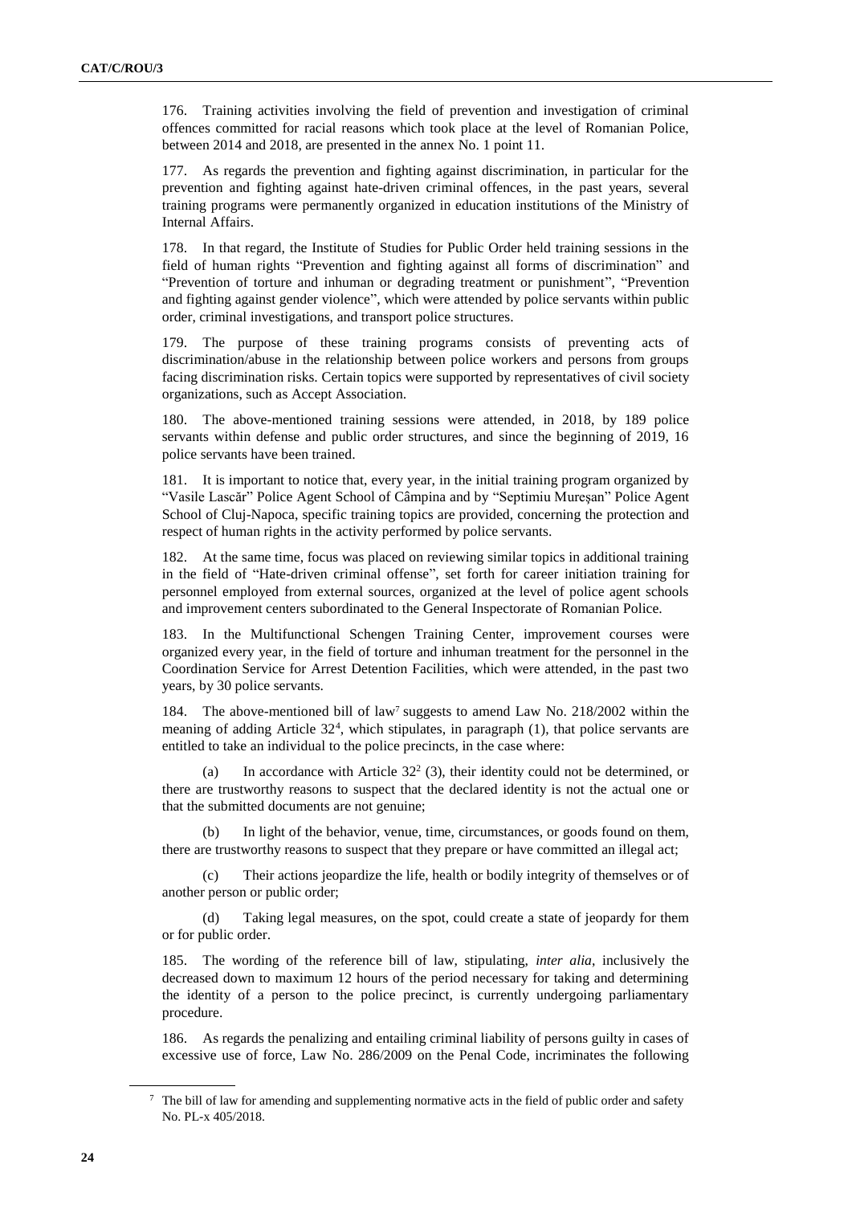176. Training activities involving the field of prevention and investigation of criminal offences committed for racial reasons which took place at the level of Romanian Police, between 2014 and 2018, are presented in the annex No. 1 point 11.

177. As regards the prevention and fighting against discrimination, in particular for the prevention and fighting against hate-driven criminal offences, in the past years, several training programs were permanently organized in education institutions of the Ministry of Internal Affairs.

178. In that regard, the Institute of Studies for Public Order held training sessions in the field of human rights "Prevention and fighting against all forms of discrimination" and "Prevention of torture and inhuman or degrading treatment or punishment", "Prevention and fighting against gender violence", which were attended by police servants within public order, criminal investigations, and transport police structures.

179. The purpose of these training programs consists of preventing acts of discrimination/abuse in the relationship between police workers and persons from groups facing discrimination risks. Certain topics were supported by representatives of civil society organizations, such as Accept Association.

180. The above-mentioned training sessions were attended, in 2018, by 189 police servants within defense and public order structures, and since the beginning of 2019, 16 police servants have been trained.

181. It is important to notice that, every year, in the initial training program organized by "Vasile Lascăr" Police Agent School of Câmpina and by "Septimiu Mureșan" Police Agent School of Cluj-Napoca, specific training topics are provided, concerning the protection and respect of human rights in the activity performed by police servants.

182. At the same time, focus was placed on reviewing similar topics in additional training in the field of "Hate-driven criminal offense", set forth for career initiation training for personnel employed from external sources, organized at the level of police agent schools and improvement centers subordinated to the General Inspectorate of Romanian Police.

183. In the Multifunctional Schengen Training Center, improvement courses were organized every year, in the field of torture and inhuman treatment for the personnel in the Coordination Service for Arrest Detention Facilities, which were attended, in the past two years, by 30 police servants.

184. The above-mentioned bill of law[7] suggests to amend Law No. 218/2002 within the meaning of adding Article $32^4$, which stipulates, in paragraph (1), that police servants are entitled to take an individual to the police precincts, in the case where:

(a) In accordance with Article $32^2$ (3), their identity could not be determined, or there are trustworthy reasons to suspect that the declared identity is not the actual one or that the submitted documents are not genuine;

(b) In light of the behavior, venue, time, circumstances, or goods found on them, there are trustworthy reasons to suspect that they prepare or have committed an illegal act;

(c) Their actions jeopardize the life, health or bodily integrity of themselves or of another person or public order;

(d) Taking legal measures, on the spot, could create a state of jeopardy for them or for public order.

185. The wording of the reference bill of law, stipulating, *inter alia*, inclusively the decreased down to maximum 12 hours of the period necessary for taking and determining the identity of a person to the police precinct, is currently undergoing parliamentary procedure.

186. As regards the penalizing and entailing criminal liability of persons guilty in cases of excessive use of force, Law No. 286/2009 on the Penal Code, incriminates the following

[7] The bill of law for amending and supplementing normative acts in the field of public order and safety No. PL-x 405/2018.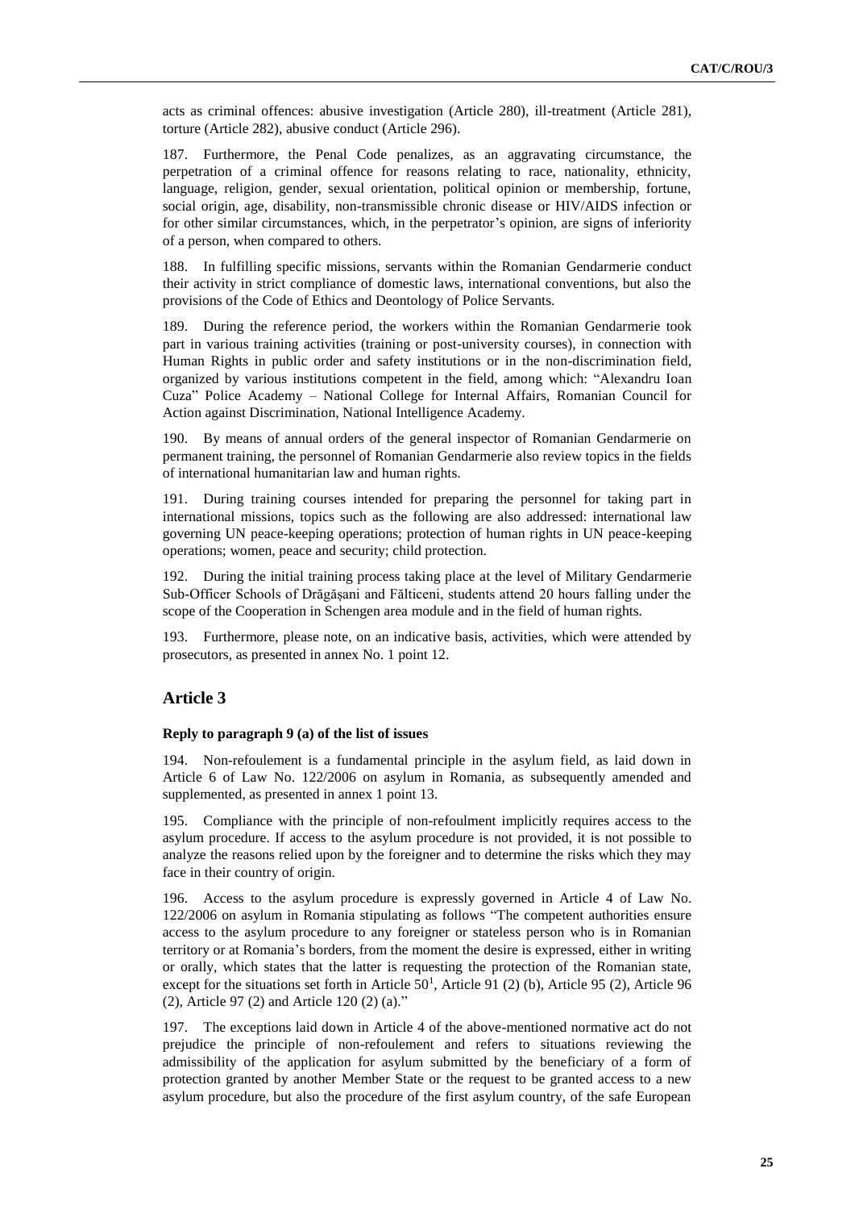acts as criminal offences: abusive investigation (Article 280), ill-treatment (Article 281), torture (Article 282), abusive conduct (Article 296).

187. Furthermore, the Penal Code penalizes, as an aggravating circumstance, the perpetration of a criminal offence for reasons relating to race, nationality, ethnicity, language, religion, gender, sexual orientation, political opinion or membership, fortune, social origin, age, disability, non-transmissible chronic disease or HIV/AIDS infection or for other similar circumstances, which, in the perpetrator's opinion, are signs of inferiority of a person, when compared to others.

188. In fulfilling specific missions, servants within the Romanian Gendarmerie conduct their activity in strict compliance of domestic laws, international conventions, but also the provisions of the Code of Ethics and Deontology of Police Servants.

189. During the reference period, the workers within the Romanian Gendarmerie took part in various training activities (training or post-university courses), in connection with Human Rights in public order and safety institutions or in the non-discrimination field, organized by various institutions competent in the field, among which: "Alexandru Ioan Cuza" Police Academy – National College for Internal Affairs, Romanian Council for Action against Discrimination, National Intelligence Academy.

190. By means of annual orders of the general inspector of Romanian Gendarmerie on permanent training, the personnel of Romanian Gendarmerie also review topics in the fields of international humanitarian law and human rights.

191. During training courses intended for preparing the personnel for taking part in international missions, topics such as the following are also addressed: international law governing UN peace-keeping operations; protection of human rights in UN peace-keeping operations; women, peace and security; child protection.

192. During the initial training process taking place at the level of Military Gendarmerie Sub-Officer Schools of Drăgășani and Fălticeni, students attend 20 hours falling under the scope of the Cooperation in Schengen area module and in the field of human rights.

193. Furthermore, please note, on an indicative basis, activities, which were attended by prosecutors, as presented in annex No. 1 point 12.

## Article 3

### Reply to paragraph 9 (a) of the list of issues

194. Non-refoulement is a fundamental principle in the asylum field, as laid down in Article 6 of Law No. 122/2006 on asylum in Romania, as subsequently amended and supplemented, as presented in annex 1 point 13.

195. Compliance with the principle of non-refoulment implicitly requires access to the asylum procedure. If access to the asylum procedure is not provided, it is not possible to analyze the reasons relied upon by the foreigner and to determine the risks which they may face in their country of origin.

196. Access to the asylum procedure is expressly governed in Article 4 of Law No. 122/2006 on asylum in Romania stipulating as follows "The competent authorities ensure access to the asylum procedure to any foreigner or stateless person who is in Romanian territory or at Romania's borders, from the moment the desire is expressed, either in writing or orally, which states that the latter is requesting the protection of the Romanian state, except for the situations set forth in Article 50[1], Article 91 (2) (b), Article 95 (2), Article 96 (2), Article 97 (2) and Article 120 (2) (a)."

197. The exceptions laid down in Article 4 of the above-mentioned normative act do not prejudice the principle of non-refoulement and refers to situations reviewing the admissibility of the application for asylum submitted by the beneficiary of a form of protection granted by another Member State or the request to be granted access to a new asylum procedure, but also the procedure of the first asylum country, of the safe European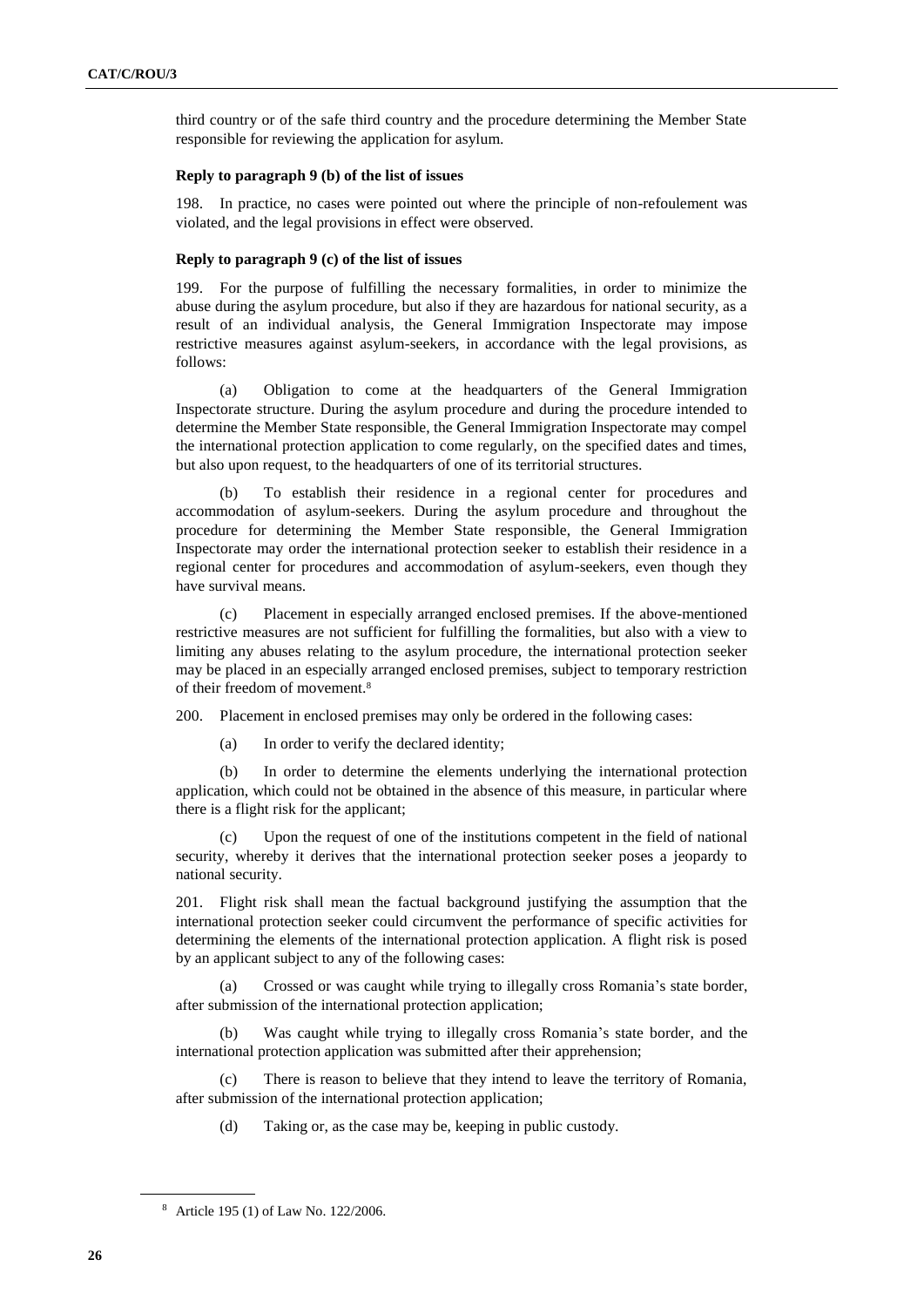third country or of the safe third country and the procedure determining the Member State responsible for reviewing the application for asylum.

**Reply to paragraph 9 (b) of the list of issues**

198. In practice, no cases were pointed out where the principle of non-refoulement was violated, and the legal provisions in effect were observed.

**Reply to paragraph 9 (c) of the list of issues**

199. For the purpose of fulfilling the necessary formalities, in order to minimize the abuse during the asylum procedure, but also if they are hazardous for national security, as a result of an individual analysis, the General Immigration Inspectorate may impose restrictive measures against asylum-seekers, in accordance with the legal provisions, as follows:

(a) Obligation to come at the headquarters of the General Immigration Inspectorate structure. During the asylum procedure and during the procedure intended to determine the Member State responsible, the General Immigration Inspectorate may compel the international protection application to come regularly, on the specified dates and times, but also upon request, to the headquarters of one of its territorial structures.

(b) To establish their residence in a regional center for procedures and accommodation of asylum-seekers. During the asylum procedure and throughout the procedure for determining the Member State responsible, the General Immigration Inspectorate may order the international protection seeker to establish their residence in a regional center for procedures and accommodation of asylum-seekers, even though they have survival means.

(c) Placement in especially arranged enclosed premises. If the above-mentioned restrictive measures are not sufficient for fulfilling the formalities, but also with a view to limiting any abuses relating to the asylum procedure, the international protection seeker may be placed in an especially arranged enclosed premises, subject to temporary restriction of their freedom of movement.[8]

200. Placement in enclosed premises may only be ordered in the following cases:

(a) In order to verify the declared identity;

(b) In order to determine the elements underlying the international protection application, which could not be obtained in the absence of this measure, in particular where there is a flight risk for the applicant;

(c) Upon the request of one of the institutions competent in the field of national security, whereby it derives that the international protection seeker poses a jeopardy to national security.

201. Flight risk shall mean the factual background justifying the assumption that the international protection seeker could circumvent the performance of specific activities for determining the elements of the international protection application. A flight risk is posed by an applicant subject to any of the following cases:

(a) Crossed or was caught while trying to illegally cross Romania's state border, after submission of the international protection application;

(b) Was caught while trying to illegally cross Romania's state border, and the international protection application was submitted after their apprehension;

(c) There is reason to believe that they intend to leave the territory of Romania, after submission of the international protection application;

(d) Taking or, as the case may be, keeping in public custody.

[8] Article 195 (1) of Law No. 122/2006.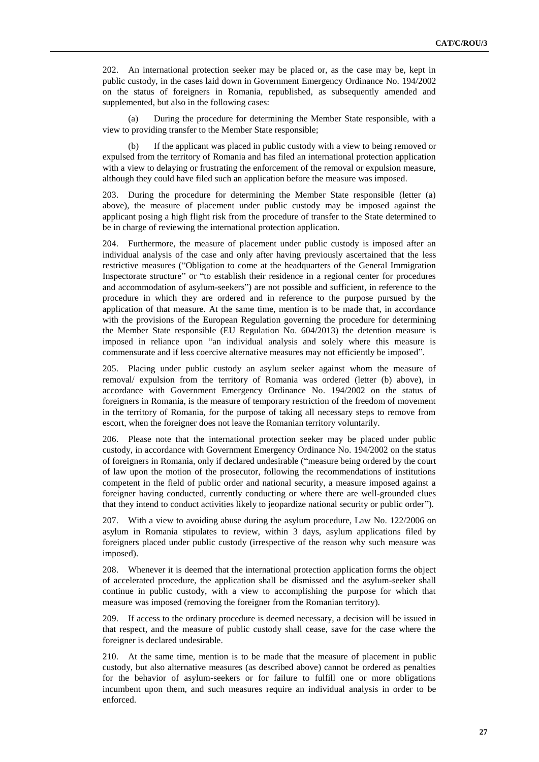202. An international protection seeker may be placed or, as the case may be, kept in public custody, in the cases laid down in Government Emergency Ordinance No. 194/2002 on the status of foreigners in Romania, republished, as subsequently amended and supplemented, but also in the following cases:

(a) During the procedure for determining the Member State responsible, with a view to providing transfer to the Member State responsible;

(b) If the applicant was placed in public custody with a view to being removed or expulsed from the territory of Romania and has filed an international protection application with a view to delaying or frustrating the enforcement of the removal or expulsion measure, although they could have filed such an application before the measure was imposed.

203. During the procedure for determining the Member State responsible (letter (a) above), the measure of placement under public custody may be imposed against the applicant posing a high flight risk from the procedure of transfer to the State determined to be in charge of reviewing the international protection application.

204. Furthermore, the measure of placement under public custody is imposed after an individual analysis of the case and only after having previously ascertained that the less restrictive measures ("Obligation to come at the headquarters of the General Immigration Inspectorate structure" or "to establish their residence in a regional center for procedures and accommodation of asylum-seekers") are not possible and sufficient, in reference to the procedure in which they are ordered and in reference to the purpose pursued by the application of that measure. At the same time, mention is to be made that, in accordance with the provisions of the European Regulation governing the procedure for determining the Member State responsible (EU Regulation No. 604/2013) the detention measure is imposed in reliance upon "an individual analysis and solely where this measure is commensurate and if less coercive alternative measures may not efficiently be imposed".

205. Placing under public custody an asylum seeker against whom the measure of removal/ expulsion from the territory of Romania was ordered (letter (b) above), in accordance with Government Emergency Ordinance No. 194/2002 on the status of foreigners in Romania, is the measure of temporary restriction of the freedom of movement in the territory of Romania, for the purpose of taking all necessary steps to remove from escort, when the foreigner does not leave the Romanian territory voluntarily.

206. Please note that the international protection seeker may be placed under public custody, in accordance with Government Emergency Ordinance No. 194/2002 on the status of foreigners in Romania, only if declared undesirable ("measure being ordered by the court of law upon the motion of the prosecutor, following the recommendations of institutions competent in the field of public order and national security, a measure imposed against a foreigner having conducted, currently conducting or where there are well-grounded clues that they intend to conduct activities likely to jeopardize national security or public order").

207. With a view to avoiding abuse during the asylum procedure, Law No. 122/2006 on asylum in Romania stipulates to review, within 3 days, asylum applications filed by foreigners placed under public custody (irrespective of the reason why such measure was imposed).

208. Whenever it is deemed that the international protection application forms the object of accelerated procedure, the application shall be dismissed and the asylum-seeker shall continue in public custody, with a view to accomplishing the purpose for which that measure was imposed (removing the foreigner from the Romanian territory).

209. If access to the ordinary procedure is deemed necessary, a decision will be issued in that respect, and the measure of public custody shall cease, save for the case where the foreigner is declared undesirable.

210. At the same time, mention is to be made that the measure of placement in public custody, but also alternative measures (as described above) cannot be ordered as penalties for the behavior of asylum-seekers or for failure to fulfill one or more obligations incumbent upon them, and such measures require an individual analysis in order to be enforced.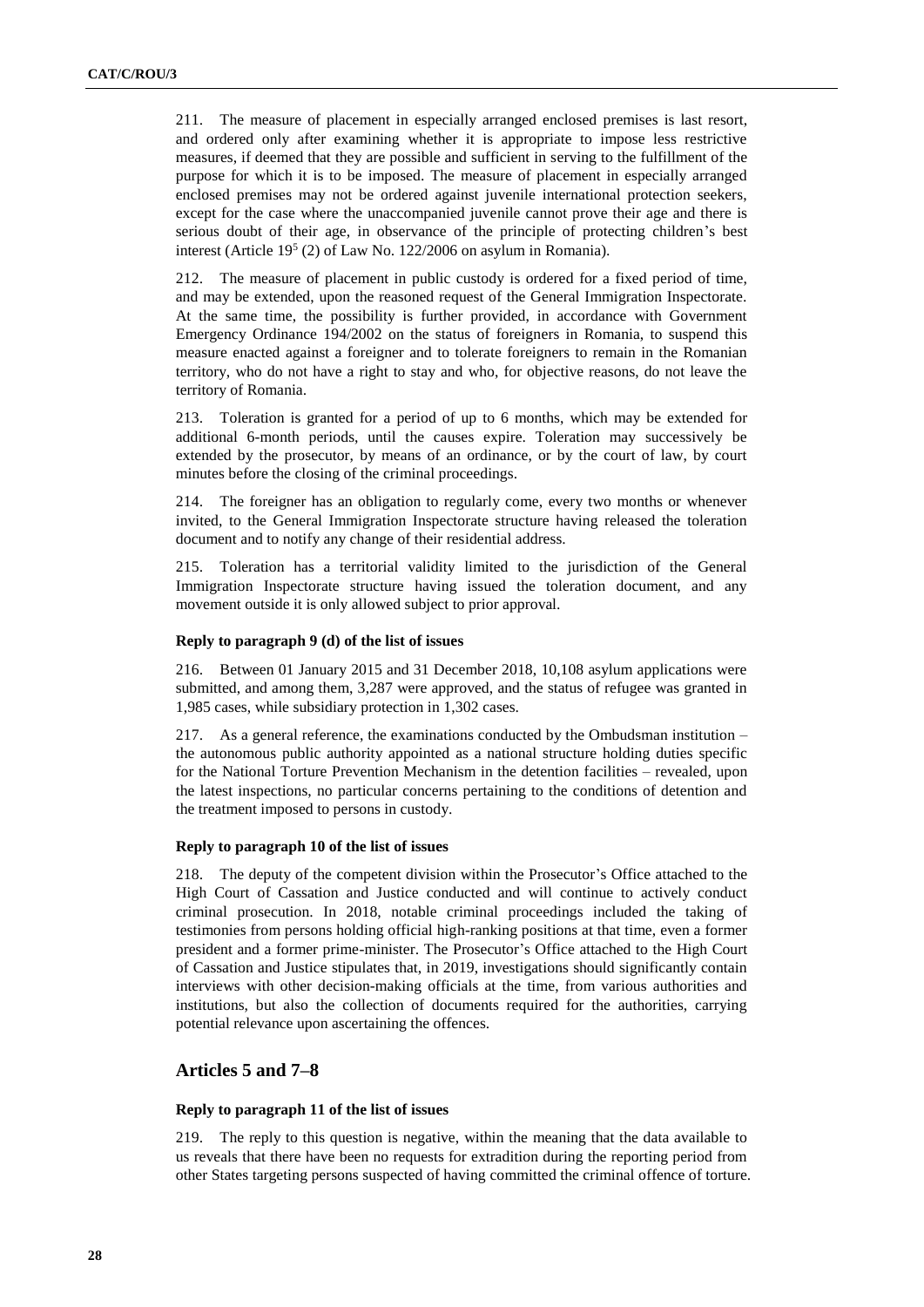211. The measure of placement in especially arranged enclosed premises is last resort, and ordered only after examining whether it is appropriate to impose less restrictive measures, if deemed that they are possible and sufficient in serving to the fulfillment of the purpose for which it is to be imposed. The measure of placement in especially arranged enclosed premises may not be ordered against juvenile international protection seekers, except for the case where the unaccompanied juvenile cannot prove their age and there is serious doubt of their age, in observance of the principle of protecting children's best interest (Article $19^5$ (2) of Law No. 122/2006 on asylum in Romania).

212. The measure of placement in public custody is ordered for a fixed period of time, and may be extended, upon the reasoned request of the General Immigration Inspectorate. At the same time, the possibility is further provided, in accordance with Government Emergency Ordinance 194/2002 on the status of foreigners in Romania, to suspend this measure enacted against a foreigner and to tolerate foreigners to remain in the Romanian territory, who do not have a right to stay and who, for objective reasons, do not leave the territory of Romania.

213. Toleration is granted for a period of up to 6 months, which may be extended for additional 6-month periods, until the causes expire. Toleration may successively be extended by the prosecutor, by means of an ordinance, or by the court of law, by court minutes before the closing of the criminal proceedings.

214. The foreigner has an obligation to regularly come, every two months or whenever invited, to the General Immigration Inspectorate structure having released the toleration document and to notify any change of their residential address.

215. Toleration has a territorial validity limited to the jurisdiction of the General Immigration Inspectorate structure having issued the toleration document, and any movement outside it is only allowed subject to prior approval.

#### Reply to paragraph 9 (d) of the list of issues

216. Between 01 January 2015 and 31 December 2018, 10,108 asylum applications were submitted, and among them, 3,287 were approved, and the status of refugee was granted in 1,985 cases, while subsidiary protection in 1,302 cases.

217. As a general reference, the examinations conducted by the Ombudsman institution – the autonomous public authority appointed as a national structure holding duties specific for the National Torture Prevention Mechanism in the detention facilities – revealed, upon the latest inspections, no particular concerns pertaining to the conditions of detention and the treatment imposed to persons in custody.

#### Reply to paragraph 10 of the list of issues

218. The deputy of the competent division within the Prosecutor's Office attached to the High Court of Cassation and Justice conducted and will continue to actively conduct criminal prosecution. In 2018, notable criminal proceedings included the taking of testimonies from persons holding official high-ranking positions at that time, even a former president and a former prime-minister. The Prosecutor's Office attached to the High Court of Cassation and Justice stipulates that, in 2019, investigations should significantly contain interviews with other decision-making officials at the time, from various authorities and institutions, but also the collection of documents required for the authorities, carrying potential relevance upon ascertaining the offences.

## Articles 5 and 7–8

#### Reply to paragraph 11 of the list of issues

219. The reply to this question is negative, within the meaning that the data available to us reveals that there have been no requests for extradition during the reporting period from other States targeting persons suspected of having committed the criminal offence of torture.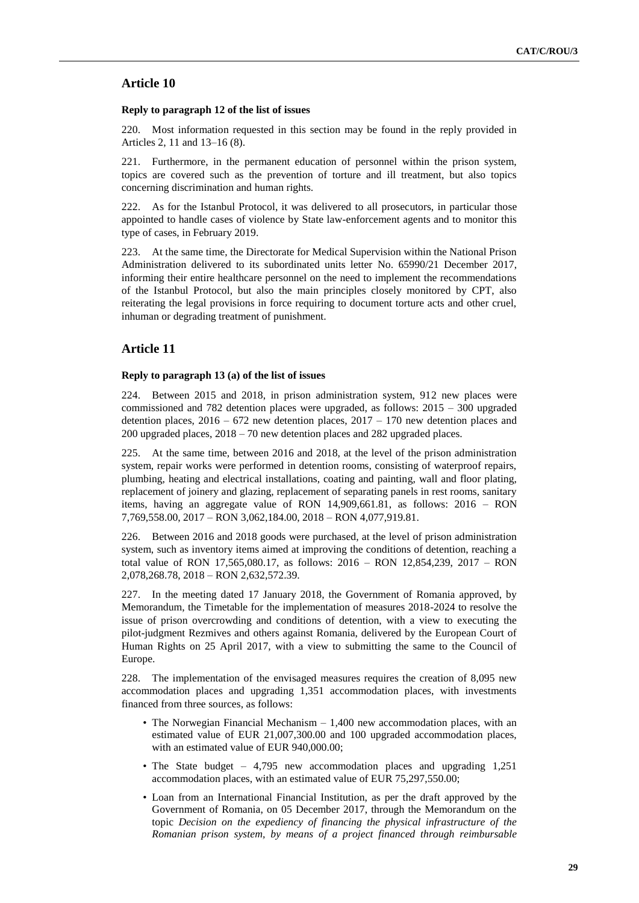## Article 10

**Reply to paragraph 12 of the list of issues**

220. Most information requested in this section may be found in the reply provided in Articles 2, 11 and 13–16 (8).

221. Furthermore, in the permanent education of personnel within the prison system, topics are covered such as the prevention of torture and ill treatment, but also topics concerning discrimination and human rights.

222. As for the Istanbul Protocol, it was delivered to all prosecutors, in particular those appointed to handle cases of violence by State law-enforcement agents and to monitor this type of cases, in February 2019.

223. At the same time, the Directorate for Medical Supervision within the National Prison Administration delivered to its subordinated units letter No. 65990/21 December 2017, informing their entire healthcare personnel on the need to implement the recommendations of the Istanbul Protocol, but also the main principles closely monitored by CPT, also reiterating the legal provisions in force requiring to document torture acts and other cruel, inhuman or degrading treatment of punishment.

## Article 11

**Reply to paragraph 13 (a) of the list of issues**

224. Between 2015 and 2018, in prison administration system, 912 new places were commissioned and 782 detention places were upgraded, as follows: 2015 – 300 upgraded detention places, 2016 – 672 new detention places, 2017 – 170 new detention places and 200 upgraded places, 2018 – 70 new detention places and 282 upgraded places.

225. At the same time, between 2016 and 2018, at the level of the prison administration system, repair works were performed in detention rooms, consisting of waterproof repairs, plumbing, heating and electrical installations, coating and painting, wall and floor plating, replacement of joinery and glazing, replacement of separating panels in rest rooms, sanitary items, having an aggregate value of RON 14,909,661.81, as follows: 2016 – RON 7,769,558.00, 2017 – RON 3,062,184.00, 2018 – RON 4,077,919.81.

226. Between 2016 and 2018 goods were purchased, at the level of prison administration system, such as inventory items aimed at improving the conditions of detention, reaching a total value of RON 17,565,080.17, as follows: 2016 – RON 12,854,239, 2017 – RON 2,078,268.78, 2018 – RON 2,632,572.39.

227. In the meeting dated 17 January 2018, the Government of Romania approved, by Memorandum, the Timetable for the implementation of measures 2018-2024 to resolve the issue of prison overcrowding and conditions of detention, with a view to executing the pilot-judgment Rezmives and others against Romania, delivered by the European Court of Human Rights on 25 April 2017, with a view to submitting the same to the Council of Europe.

228. The implementation of the envisaged measures requires the creation of 8,095 new accommodation places and upgrading 1,351 accommodation places, with investments financed from three sources, as follows:

- The Norwegian Financial Mechanism – 1,400 new accommodation places, with an estimated value of EUR 21,007,300.00 and 100 upgraded accommodation places, with an estimated value of EUR 940,000.00;
- The State budget – 4,795 new accommodation places and upgrading 1,251 accommodation places, with an estimated value of EUR 75,297,550.00;
- Loan from an International Financial Institution, as per the draft approved by the Government of Romania, on 05 December 2017, through the Memorandum on the topic *Decision on the expediency of financing the physical infrastructure of the Romanian prison system, by means of a project financed through reimbursable*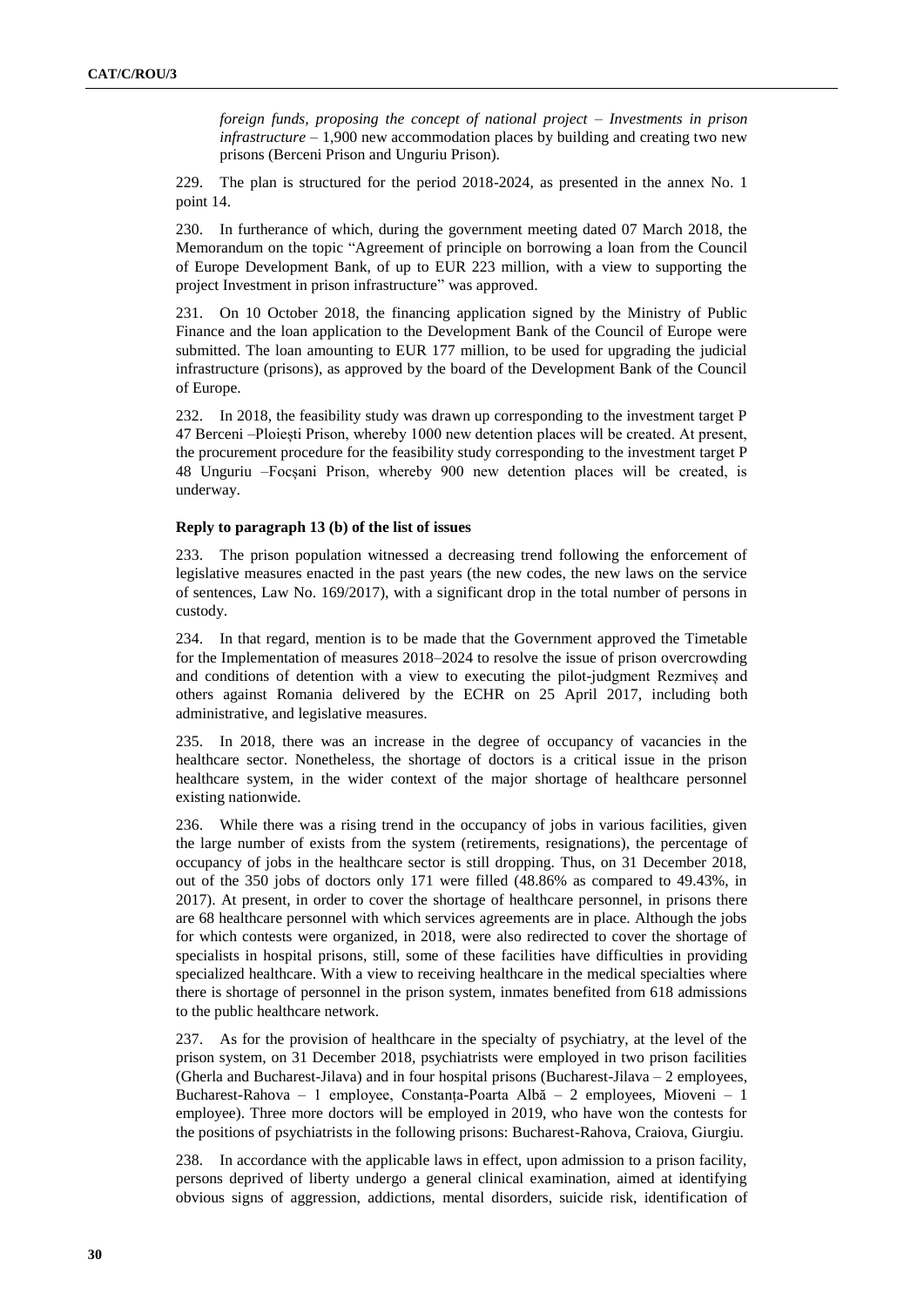*foreign funds, proposing the concept of national project – Investments in prison infrastructure* – 1,900 new accommodation places by building and creating two new prisons (Berceni Prison and Unguriu Prison).

229. The plan is structured for the period 2018-2024, as presented in the annex No. 1 point 14.

230. In furtherance of which, during the government meeting dated 07 March 2018, the Memorandum on the topic "Agreement of principle on borrowing a loan from the Council of Europe Development Bank, of up to EUR 223 million, with a view to supporting the project Investment in prison infrastructure" was approved.

231. On 10 October 2018, the financing application signed by the Ministry of Public Finance and the loan application to the Development Bank of the Council of Europe were submitted. The loan amounting to EUR 177 million, to be used for upgrading the judicial infrastructure (prisons), as approved by the board of the Development Bank of the Council of Europe.

232. In 2018, the feasibility study was drawn up corresponding to the investment target P 47 Berceni –Ploiești Prison, whereby 1000 new detention places will be created. At present, the procurement procedure for the feasibility study corresponding to the investment target P 48 Unguriu –Focșani Prison, whereby 900 new detention places will be created, is underway.

#### Reply to paragraph 13 (b) of the list of issues

233. The prison population witnessed a decreasing trend following the enforcement of legislative measures enacted in the past years (the new codes, the new laws on the service of sentences, Law No. 169/2017), with a significant drop in the total number of persons in custody.

234. In that regard, mention is to be made that the Government approved the Timetable for the Implementation of measures 2018–2024 to resolve the issue of prison overcrowding and conditions of detention with a view to executing the pilot-judgment Rezmiveș and others against Romania delivered by the ECHR on 25 April 2017, including both administrative, and legislative measures.

235. In 2018, there was an increase in the degree of occupancy of vacancies in the healthcare sector. Nonetheless, the shortage of doctors is a critical issue in the prison healthcare system, in the wider context of the major shortage of healthcare personnel existing nationwide.

236. While there was a rising trend in the occupancy of jobs in various facilities, given the large number of exists from the system (retirements, resignations), the percentage of occupancy of jobs in the healthcare sector is still dropping. Thus, on 31 December 2018, out of the 350 jobs of doctors only 171 were filled (48.86% as compared to 49.43%, in 2017). At present, in order to cover the shortage of healthcare personnel, in prisons there are 68 healthcare personnel with which services agreements are in place. Although the jobs for which contests were organized, in 2018, were also redirected to cover the shortage of specialists in hospital prisons, still, some of these facilities have difficulties in providing specialized healthcare. With a view to receiving healthcare in the medical specialties where there is shortage of personnel in the prison system, inmates benefited from 618 admissions to the public healthcare network.

237. As for the provision of healthcare in the specialty of psychiatry, at the level of the prison system, on 31 December 2018, psychiatrists were employed in two prison facilities (Gherla and Bucharest-Jilava) and in four hospital prisons (Bucharest-Jilava – 2 employees, Bucharest-Rahova – 1 employee, Constanța-Poarta Albă – 2 employees, Mioveni – 1 employee). Three more doctors will be employed in 2019, who have won the contests for the positions of psychiatrists in the following prisons: Bucharest-Rahova, Craiova, Giurgiu.

238. In accordance with the applicable laws in effect, upon admission to a prison facility, persons deprived of liberty undergo a general clinical examination, aimed at identifying obvious signs of aggression, addictions, mental disorders, suicide risk, identification of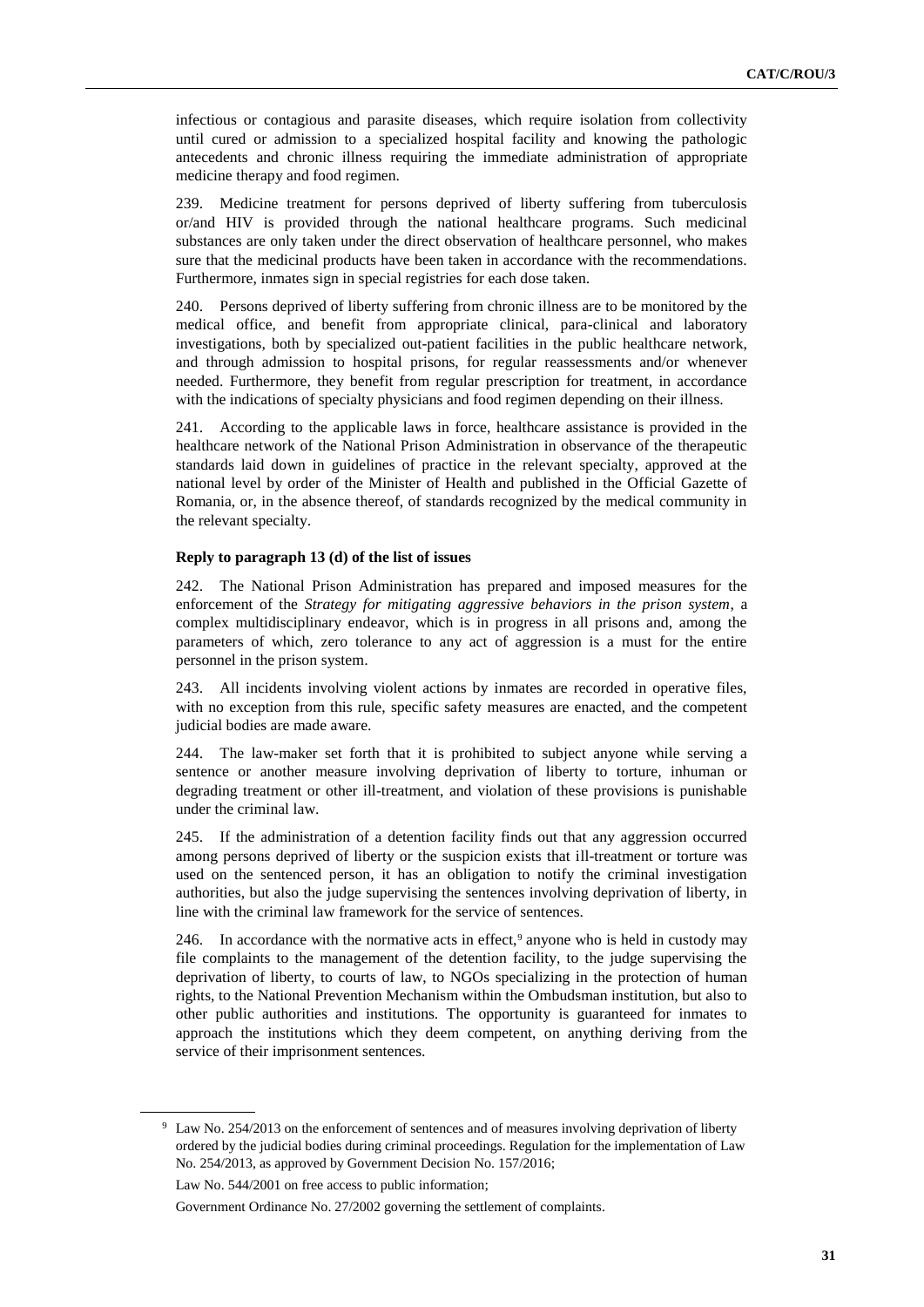infectious or contagious and parasite diseases, which require isolation from collectivity until cured or admission to a specialized hospital facility and knowing the pathologic antecedents and chronic illness requiring the immediate administration of appropriate medicine therapy and food regimen.

239. Medicine treatment for persons deprived of liberty suffering from tuberculosis or/and HIV is provided through the national healthcare programs. Such medicinal substances are only taken under the direct observation of healthcare personnel, who makes sure that the medicinal products have been taken in accordance with the recommendations. Furthermore, inmates sign in special registries for each dose taken.

240. Persons deprived of liberty suffering from chronic illness are to be monitored by the medical office, and benefit from appropriate clinical, para-clinical and laboratory investigations, both by specialized out-patient facilities in the public healthcare network, and through admission to hospital prisons, for regular reassessments and/or whenever needed. Furthermore, they benefit from regular prescription for treatment, in accordance with the indications of specialty physicians and food regimen depending on their illness.

241. According to the applicable laws in force, healthcare assistance is provided in the healthcare network of the National Prison Administration in observance of the therapeutic standards laid down in guidelines of practice in the relevant specialty, approved at the national level by order of the Minister of Health and published in the Official Gazette of Romania, or, in the absence thereof, of standards recognized by the medical community in the relevant specialty.

### Reply to paragraph 13 (d) of the list of issues

242. The National Prison Administration has prepared and imposed measures for the enforcement of the *Strategy for mitigating aggressive behaviors in the prison system*, a complex multidisciplinary endeavor, which is in progress in all prisons and, among the parameters of which, zero tolerance to any act of aggression is a must for the entire personnel in the prison system.

243. All incidents involving violent actions by inmates are recorded in operative files, with no exception from this rule, specific safety measures are enacted, and the competent judicial bodies are made aware.

244. The law-maker set forth that it is prohibited to subject anyone while serving a sentence or another measure involving deprivation of liberty to torture, inhuman or degrading treatment or other ill-treatment, and violation of these provisions is punishable under the criminal law.

245. If the administration of a detention facility finds out that any aggression occurred among persons deprived of liberty or the suspicion exists that ill-treatment or torture was used on the sentenced person, it has an obligation to notify the criminal investigation authorities, but also the judge supervising the sentences involving deprivation of liberty, in line with the criminal law framework for the service of sentences.

246. In accordance with the normative acts in effect,[9] anyone who is held in custody may file complaints to the management of the detention facility, to the judge supervising the deprivation of liberty, to courts of law, to NGOs specializing in the protection of human rights, to the National Prevention Mechanism within the Ombudsman institution, but also to other public authorities and institutions. The opportunity is guaranteed for inmates to approach the institutions which they deem competent, on anything deriving from the service of their imprisonment sentences.

---

[9] Law No. 254/2013 on the enforcement of sentences and of measures involving deprivation of liberty ordered by the judicial bodies during criminal proceedings. Regulation for the implementation of Law No. 254/2013, as approved by Government Decision No. 157/2016;

Law No. 544/2001 on free access to public information;

Government Ordinance No. 27/2002 governing the settlement of complaints.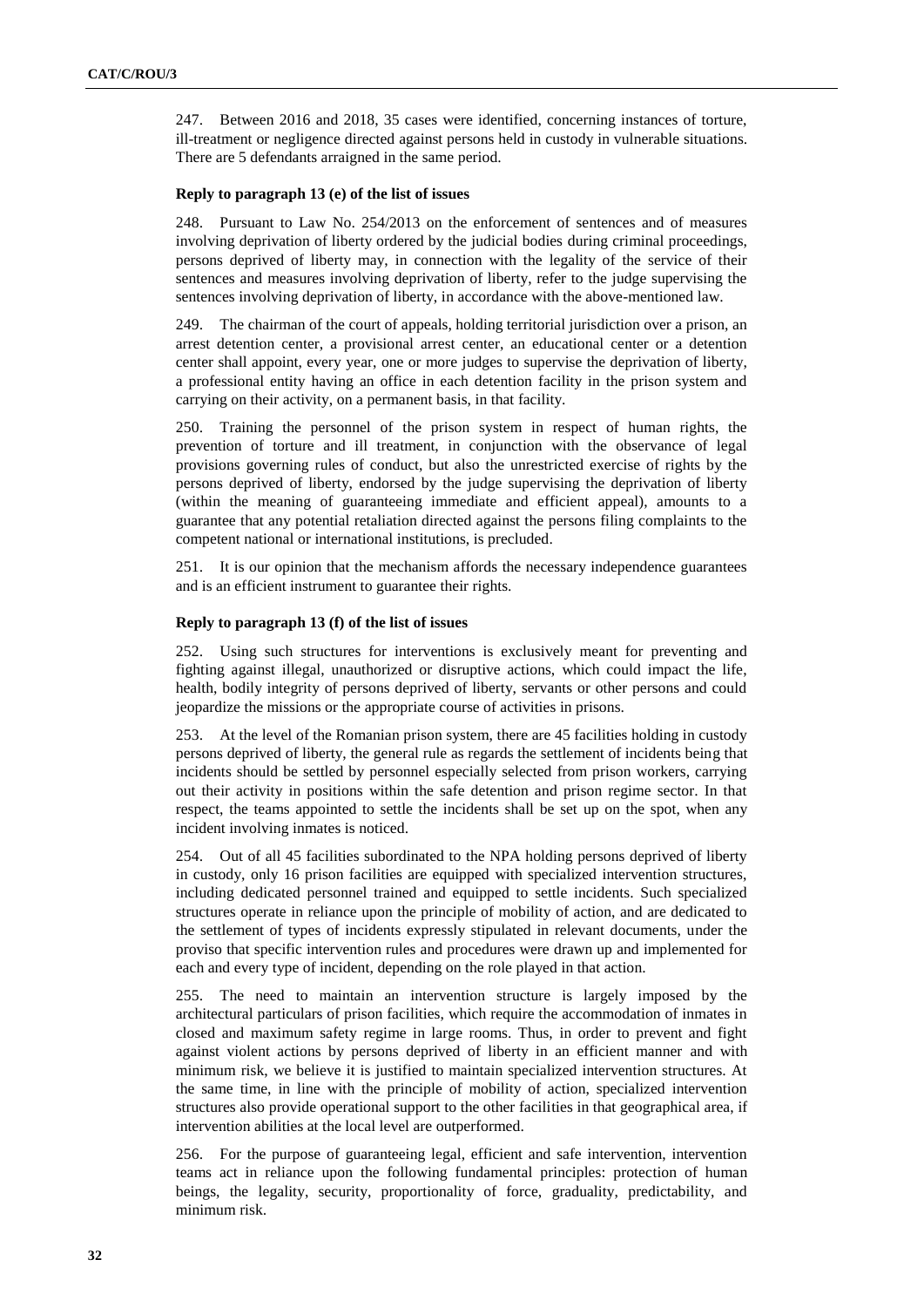247. Between 2016 and 2018, 35 cases were identified, concerning instances of torture, ill-treatment or negligence directed against persons held in custody in vulnerable situations. There are 5 defendants arraigned in the same period.

### Reply to paragraph 13 (e) of the list of issues

248. Pursuant to Law No. 254/2013 on the enforcement of sentences and of measures involving deprivation of liberty ordered by the judicial bodies during criminal proceedings, persons deprived of liberty may, in connection with the legality of the service of their sentences and measures involving deprivation of liberty, refer to the judge supervising the sentences involving deprivation of liberty, in accordance with the above-mentioned law.

249. The chairman of the court of appeals, holding territorial jurisdiction over a prison, an arrest detention center, a provisional arrest center, an educational center or a detention center shall appoint, every year, one or more judges to supervise the deprivation of liberty, a professional entity having an office in each detention facility in the prison system and carrying on their activity, on a permanent basis, in that facility.

250. Training the personnel of the prison system in respect of human rights, the prevention of torture and ill treatment, in conjunction with the observance of legal provisions governing rules of conduct, but also the unrestricted exercise of rights by the persons deprived of liberty, endorsed by the judge supervising the deprivation of liberty (within the meaning of guaranteeing immediate and efficient appeal), amounts to a guarantee that any potential retaliation directed against the persons filing complaints to the competent national or international institutions, is precluded.

251. It is our opinion that the mechanism affords the necessary independence guarantees and is an efficient instrument to guarantee their rights.

### Reply to paragraph 13 (f) of the list of issues

252. Using such structures for interventions is exclusively meant for preventing and fighting against illegal, unauthorized or disruptive actions, which could impact the life, health, bodily integrity of persons deprived of liberty, servants or other persons and could jeopardize the missions or the appropriate course of activities in prisons.

253. At the level of the Romanian prison system, there are 45 facilities holding in custody persons deprived of liberty, the general rule as regards the settlement of incidents being that incidents should be settled by personnel especially selected from prison workers, carrying out their activity in positions within the safe detention and prison regime sector. In that respect, the teams appointed to settle the incidents shall be set up on the spot, when any incident involving inmates is noticed.

254. Out of all 45 facilities subordinated to the NPA holding persons deprived of liberty in custody, only 16 prison facilities are equipped with specialized intervention structures, including dedicated personnel trained and equipped to settle incidents. Such specialized structures operate in reliance upon the principle of mobility of action, and are dedicated to the settlement of types of incidents expressly stipulated in relevant documents, under the proviso that specific intervention rules and procedures were drawn up and implemented for each and every type of incident, depending on the role played in that action.

255. The need to maintain an intervention structure is largely imposed by the architectural particulars of prison facilities, which require the accommodation of inmates in closed and maximum safety regime in large rooms. Thus, in order to prevent and fight against violent actions by persons deprived of liberty in an efficient manner and with minimum risk, we believe it is justified to maintain specialized intervention structures. At the same time, in line with the principle of mobility of action, specialized intervention structures also provide operational support to the other facilities in that geographical area, if intervention abilities at the local level are outperformed.

256. For the purpose of guaranteeing legal, efficient and safe intervention, intervention teams act in reliance upon the following fundamental principles: protection of human beings, the legality, security, proportionality of force, graduality, predictability, and minimum risk.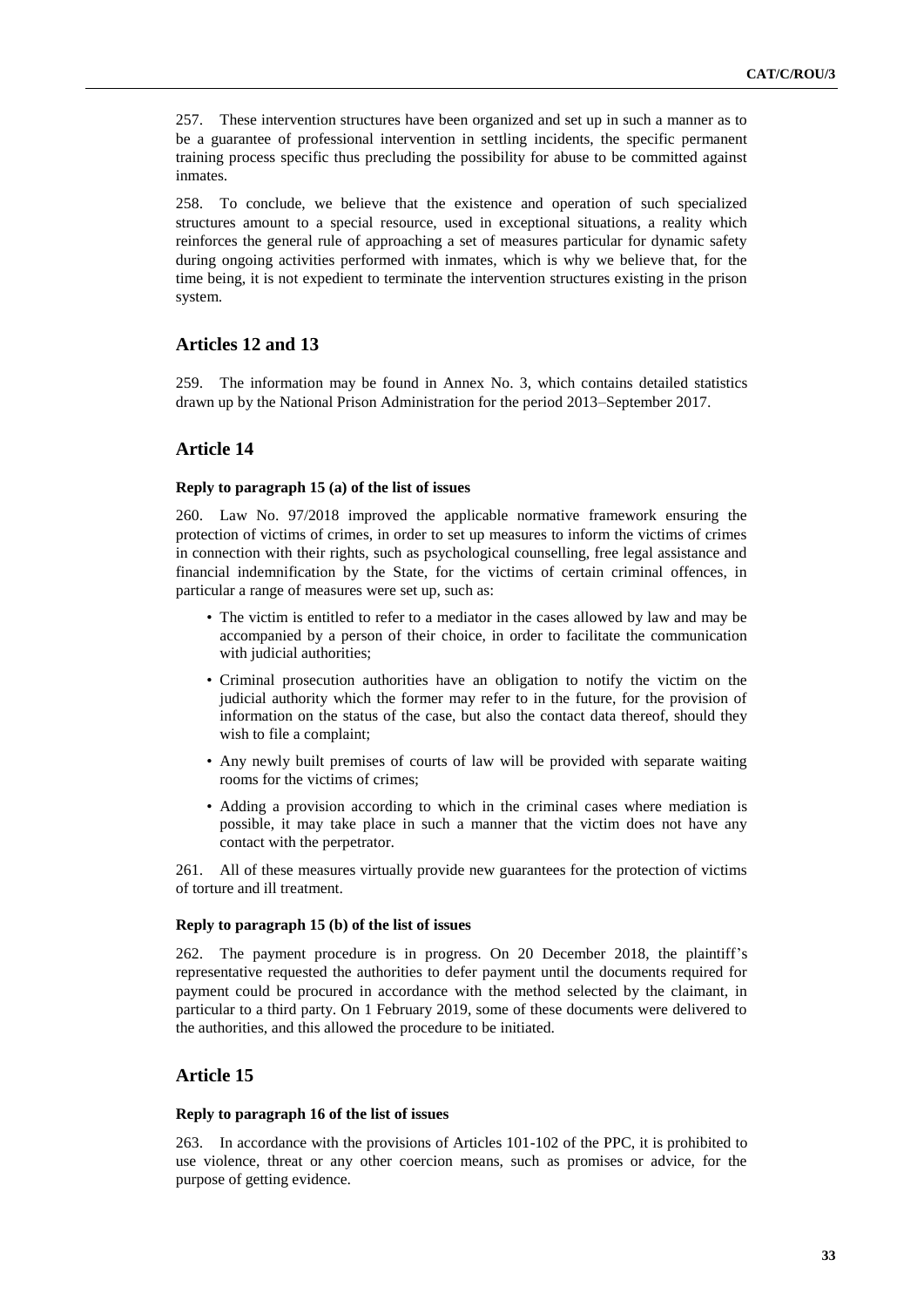257. These intervention structures have been organized and set up in such a manner as to be a guarantee of professional intervention in settling incidents, the specific permanent training process specific thus precluding the possibility for abuse to be committed against inmates.

258. To conclude, we believe that the existence and operation of such specialized structures amount to a special resource, used in exceptional situations, a reality which reinforces the general rule of approaching a set of measures particular for dynamic safety during ongoing activities performed with inmates, which is why we believe that, for the time being, it is not expedient to terminate the intervention structures existing in the prison system.

## Articles 12 and 13

259. The information may be found in Annex No. 3, which contains detailed statistics drawn up by the National Prison Administration for the period 2013–September 2017.

## Article 14

### Reply to paragraph 15 (a) of the list of issues

260. Law No. 97/2018 improved the applicable normative framework ensuring the protection of victims of crimes, in order to set up measures to inform the victims of crimes in connection with their rights, such as psychological counselling, free legal assistance and financial indemnification by the State, for the victims of certain criminal offences, in particular a range of measures were set up, such as:

- The victim is entitled to refer to a mediator in the cases allowed by law and may be accompanied by a person of their choice, in order to facilitate the communication with judicial authorities;
- Criminal prosecution authorities have an obligation to notify the victim on the judicial authority which the former may refer to in the future, for the provision of information on the status of the case, but also the contact data thereof, should they wish to file a complaint;
- Any newly built premises of courts of law will be provided with separate waiting rooms for the victims of crimes;
- Adding a provision according to which in the criminal cases where mediation is possible, it may take place in such a manner that the victim does not have any contact with the perpetrator.

261. All of these measures virtually provide new guarantees for the protection of victims of torture and ill treatment.

### Reply to paragraph 15 (b) of the list of issues

262. The payment procedure is in progress. On 20 December 2018, the plaintiff's representative requested the authorities to defer payment until the documents required for payment could be procured in accordance with the method selected by the claimant, in particular to a third party. On 1 February 2019, some of these documents were delivered to the authorities, and this allowed the procedure to be initiated.

## Article 15

### Reply to paragraph 16 of the list of issues

263. In accordance with the provisions of Articles 101-102 of the PPC, it is prohibited to use violence, threat or any other coercion means, such as promises or advice, for the purpose of getting evidence.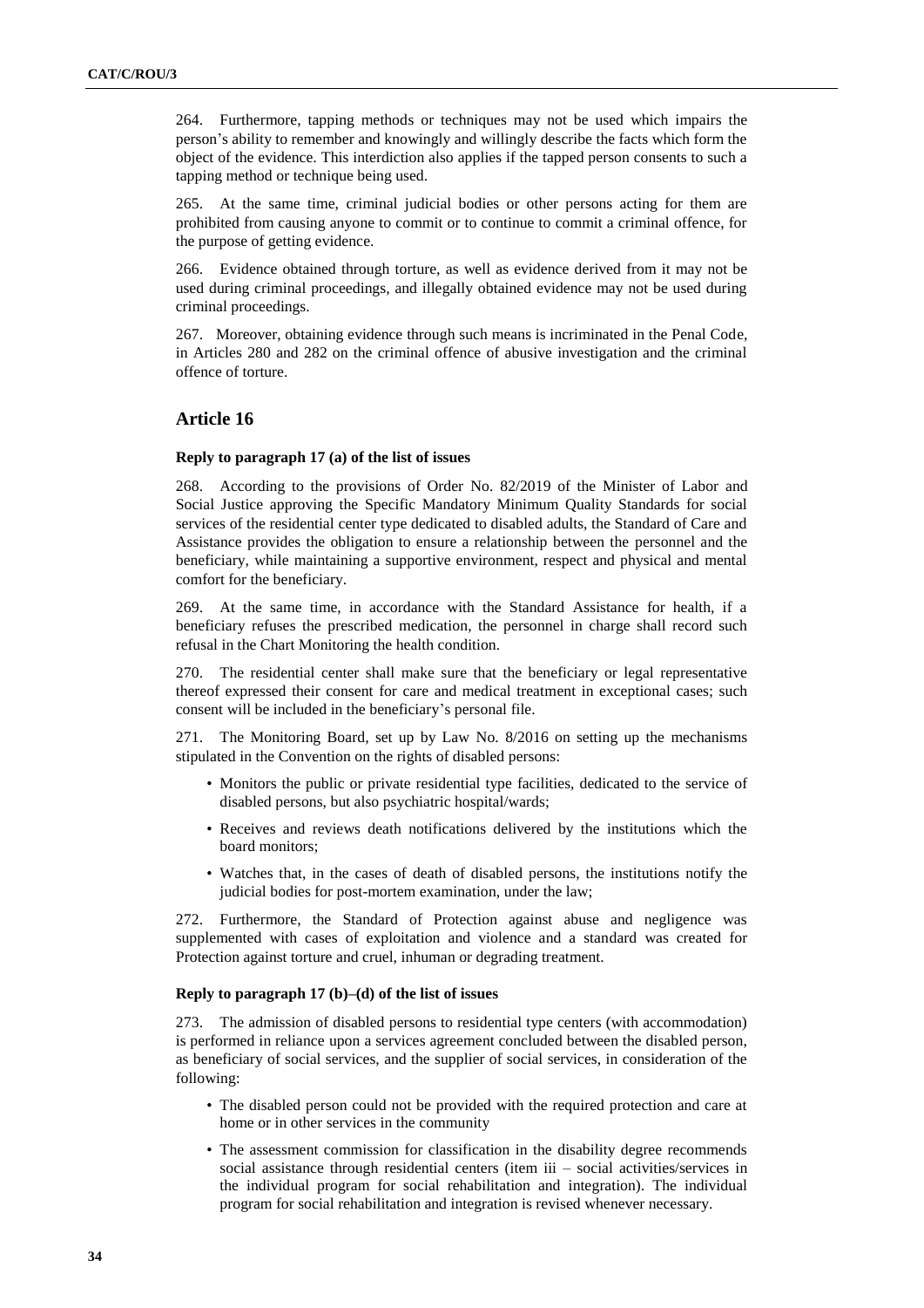264. Furthermore, tapping methods or techniques may not be used which impairs the person's ability to remember and knowingly and willingly describe the facts which form the object of the evidence. This interdiction also applies if the tapped person consents to such a tapping method or technique being used.

265. At the same time, criminal judicial bodies or other persons acting for them are prohibited from causing anyone to commit or to continue to commit a criminal offence, for the purpose of getting evidence.

266. Evidence obtained through torture, as well as evidence derived from it may not be used during criminal proceedings, and illegally obtained evidence may not be used during criminal proceedings.

267. Moreover, obtaining evidence through such means is incriminated in the Penal Code, in Articles 280 and 282 on the criminal offence of abusive investigation and the criminal offence of torture.

## Article 16

### Reply to paragraph 17 (a) of the list of issues

268. According to the provisions of Order No. 82/2019 of the Minister of Labor and Social Justice approving the Specific Mandatory Minimum Quality Standards for social services of the residential center type dedicated to disabled adults, the Standard of Care and Assistance provides the obligation to ensure a relationship between the personnel and the beneficiary, while maintaining a supportive environment, respect and physical and mental comfort for the beneficiary.

269. At the same time, in accordance with the Standard Assistance for health, if a beneficiary refuses the prescribed medication, the personnel in charge shall record such refusal in the Chart Monitoring the health condition.

270. The residential center shall make sure that the beneficiary or legal representative thereof expressed their consent for care and medical treatment in exceptional cases; such consent will be included in the beneficiary's personal file.

271. The Monitoring Board, set up by Law No. 8/2016 on setting up the mechanisms stipulated in the Convention on the rights of disabled persons:

- Monitors the public or private residential type facilities, dedicated to the service of disabled persons, but also psychiatric hospital/wards;
- Receives and reviews death notifications delivered by the institutions which the board monitors;
- Watches that, in the cases of death of disabled persons, the institutions notify the judicial bodies for post-mortem examination, under the law;

272. Furthermore, the Standard of Protection against abuse and negligence was supplemented with cases of exploitation and violence and a standard was created for Protection against torture and cruel, inhuman or degrading treatment.

### Reply to paragraph 17 (b)–(d) of the list of issues

273. The admission of disabled persons to residential type centers (with accommodation) is performed in reliance upon a services agreement concluded between the disabled person, as beneficiary of social services, and the supplier of social services, in consideration of the following:

- The disabled person could not be provided with the required protection and care at home or in other services in the community
- The assessment commission for classification in the disability degree recommends social assistance through residential centers (item iii – social activities/services in the individual program for social rehabilitation and integration). The individual program for social rehabilitation and integration is revised whenever necessary.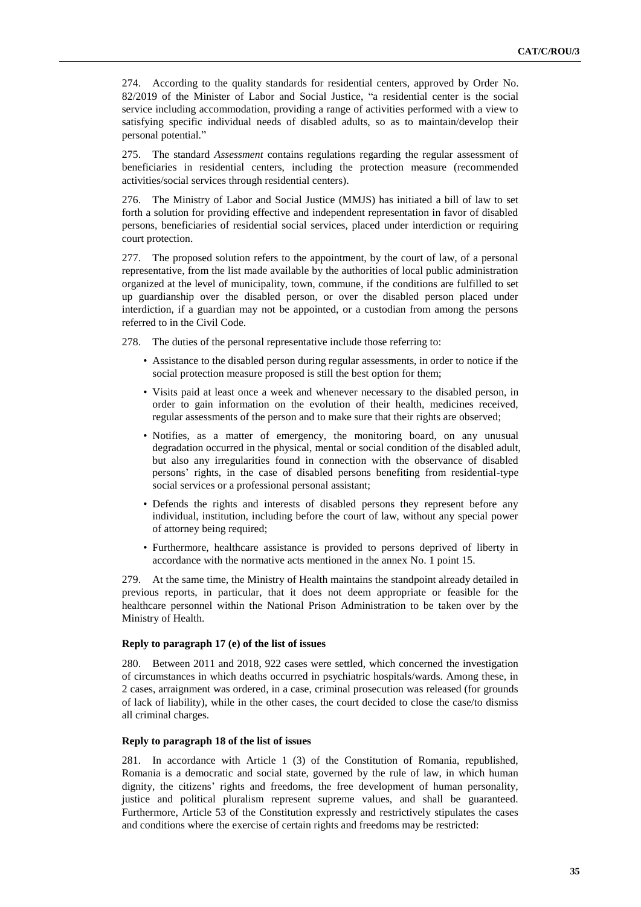274. According to the quality standards for residential centers, approved by Order No. 82/2019 of the Minister of Labor and Social Justice, "a residential center is the social service including accommodation, providing a range of activities performed with a view to satisfying specific individual needs of disabled adults, so as to maintain/develop their personal potential."

275. The standard *Assessment* contains regulations regarding the regular assessment of beneficiaries in residential centers, including the protection measure (recommended activities/social services through residential centers).

276. The Ministry of Labor and Social Justice (MMJS) has initiated a bill of law to set forth a solution for providing effective and independent representation in favor of disabled persons, beneficiaries of residential social services, placed under interdiction or requiring court protection.

277. The proposed solution refers to the appointment, by the court of law, of a personal representative, from the list made available by the authorities of local public administration organized at the level of municipality, town, commune, if the conditions are fulfilled to set up guardianship over the disabled person, or over the disabled person placed under interdiction, if a guardian may not be appointed, or a custodian from among the persons referred to in the Civil Code.

278. The duties of the personal representative include those referring to:

- Assistance to the disabled person during regular assessments, in order to notice if the social protection measure proposed is still the best option for them;
- Visits paid at least once a week and whenever necessary to the disabled person, in order to gain information on the evolution of their health, medicines received, regular assessments of the person and to make sure that their rights are observed;
- Notifies, as a matter of emergency, the monitoring board, on any unusual degradation occurred in the physical, mental or social condition of the disabled adult, but also any irregularities found in connection with the observance of disabled persons' rights, in the case of disabled persons benefiting from residential-type social services or a professional personal assistant;
- Defends the rights and interests of disabled persons they represent before any individual, institution, including before the court of law, without any special power of attorney being required;
- Furthermore, healthcare assistance is provided to persons deprived of liberty in accordance with the normative acts mentioned in the annex No. 1 point 15.

279. At the same time, the Ministry of Health maintains the standpoint already detailed in previous reports, in particular, that it does not deem appropriate or feasible for the healthcare personnel within the National Prison Administration to be taken over by the Ministry of Health.

#### Reply to paragraph 17 (e) of the list of issues

280. Between 2011 and 2018, 922 cases were settled, which concerned the investigation of circumstances in which deaths occurred in psychiatric hospitals/wards. Among these, in 2 cases, arraignment was ordered, in a case, criminal prosecution was released (for grounds of lack of liability), while in the other cases, the court decided to close the case/to dismiss all criminal charges.

#### Reply to paragraph 18 of the list of issues

281. In accordance with Article 1 (3) of the Constitution of Romania, republished, Romania is a democratic and social state, governed by the rule of law, in which human dignity, the citizens' rights and freedoms, the free development of human personality, justice and political pluralism represent supreme values, and shall be guaranteed. Furthermore, Article 53 of the Constitution expressly and restrictively stipulates the cases and conditions where the exercise of certain rights and freedoms may be restricted: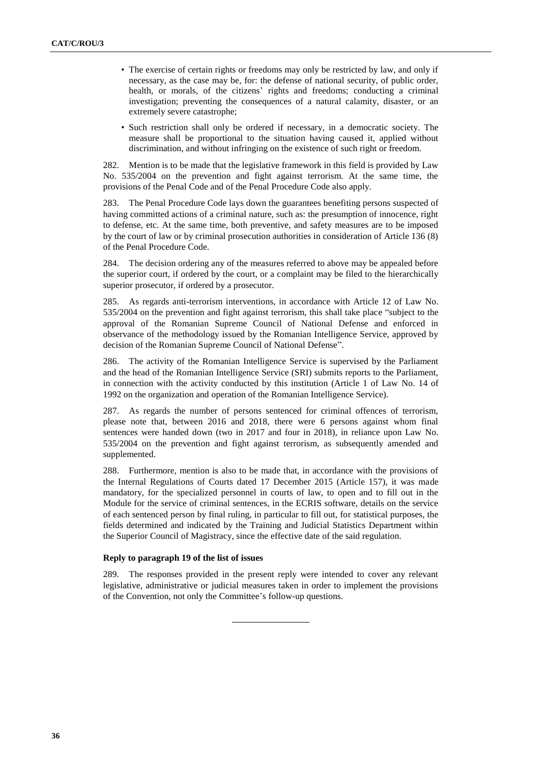- The exercise of certain rights or freedoms may only be restricted by law, and only if necessary, as the case may be, for: the defense of national security, of public order, health, or morals, of the citizens' rights and freedoms; conducting a criminal investigation; preventing the consequences of a natural calamity, disaster, or an extremely severe catastrophe;
- Such restriction shall only be ordered if necessary, in a democratic society. The measure shall be proportional to the situation having caused it, applied without discrimination, and without infringing on the existence of such right or freedom.

282. Mention is to be made that the legislative framework in this field is provided by Law No. 535/2004 on the prevention and fight against terrorism. At the same time, the provisions of the Penal Code and of the Penal Procedure Code also apply.

283. The Penal Procedure Code lays down the guarantees benefiting persons suspected of having committed actions of a criminal nature, such as: the presumption of innocence, right to defense, etc. At the same time, both preventive, and safety measures are to be imposed by the court of law or by criminal prosecution authorities in consideration of Article 136 (8) of the Penal Procedure Code.

284. The decision ordering any of the measures referred to above may be appealed before the superior court, if ordered by the court, or a complaint may be filed to the hierarchically superior prosecutor, if ordered by a prosecutor.

285. As regards anti-terrorism interventions, in accordance with Article 12 of Law No. 535/2004 on the prevention and fight against terrorism, this shall take place "subject to the approval of the Romanian Supreme Council of National Defense and enforced in observance of the methodology issued by the Romanian Intelligence Service, approved by decision of the Romanian Supreme Council of National Defense".

286. The activity of the Romanian Intelligence Service is supervised by the Parliament and the head of the Romanian Intelligence Service (SRI) submits reports to the Parliament, in connection with the activity conducted by this institution (Article 1 of Law No. 14 of 1992 on the organization and operation of the Romanian Intelligence Service).

287. As regards the number of persons sentenced for criminal offences of terrorism, please note that, between 2016 and 2018, there were 6 persons against whom final sentences were handed down (two in 2017 and four in 2018), in reliance upon Law No. 535/2004 on the prevention and fight against terrorism, as subsequently amended and supplemented.

288. Furthermore, mention is also to be made that, in accordance with the provisions of the Internal Regulations of Courts dated 17 December 2015 (Article 157), it was made mandatory, for the specialized personnel in courts of law, to open and to fill out in the Module for the service of criminal sentences, in the ECRIS software, details on the service of each sentenced person by final ruling, in particular to fill out, for statistical purposes, the fields determined and indicated by the Training and Judicial Statistics Department within the Superior Council of Magistracy, since the effective date of the said regulation.

### Reply to paragraph 19 of the list of issues

289. The responses provided in the present reply were intended to cover any relevant legislative, administrative or judicial measures taken in order to implement the provisions of the Convention, not only the Committee's follow-up questions.